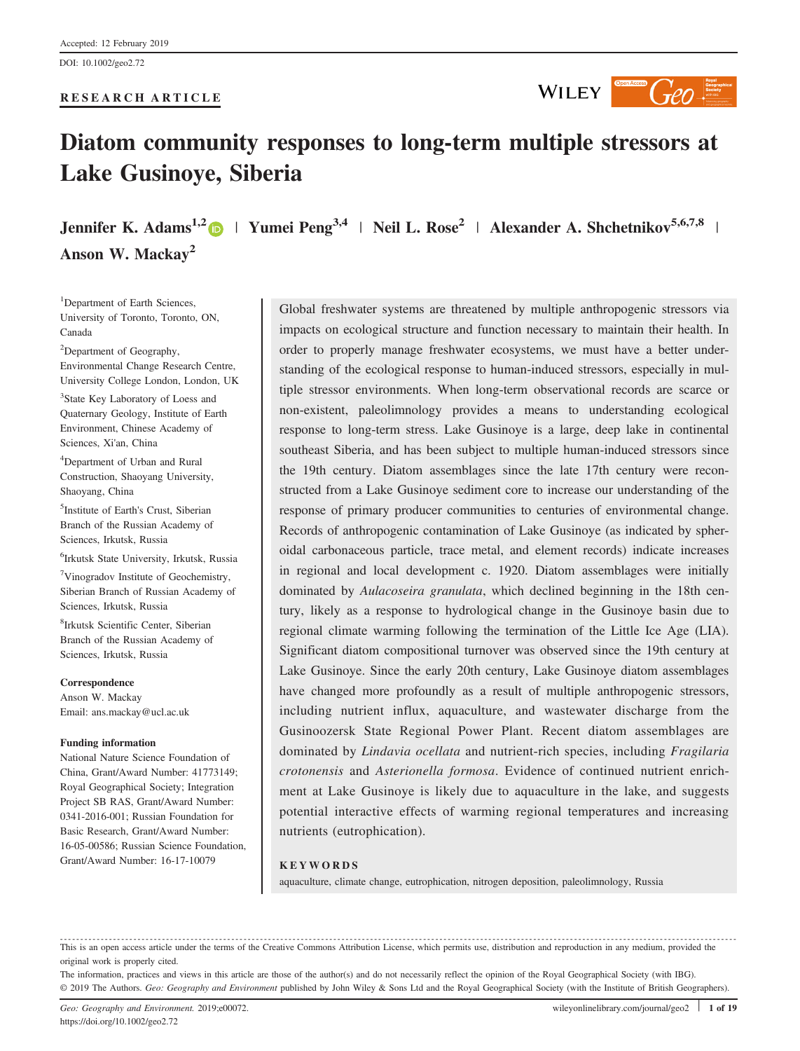Accepted: 12 February 2019

DOI: 10.1002/geo2.72

**RESEARCH ARTICLE**

# Diatom community responses to long-term multiple stressors at Lake Gusinoye, Siberia

**Jennifer K. Adams**[1,2] | **Yumei Peng**[3,4] | **Neil L. Rose**[2] | **Alexander A. Shchetnikov**[5,6,7,8] | **Anson W. Mackay**[2]

[1]Department of Earth Sciences, University of Toronto, Toronto, ON, Canada

[2]Department of Geography, Environmental Change Research Centre, University College London, London, UK

[3]State Key Laboratory of Loess and Quaternary Geology, Institute of Earth Environment, Chinese Academy of Sciences, Xi'an, China

[4]Department of Urban and Rural Construction, Shaoyang University, Shaoyang, China

[5]Institute of Earth's Crust, Siberian Branch of the Russian Academy of Sciences, Irkutsk, Russia

[6]Irkutsk State University, Irkutsk, Russia

[7]Vinogradov Institute of Geochemistry, Siberian Branch of Russian Academy of Sciences, Irkutsk, Russia

[8]Irkutsk Scientific Center, Siberian Branch of the Russian Academy of Sciences, Irkutsk, Russia

**Correspondence**

Anson W. Mackay

Email: ans.mackay@ucl.ac.uk

**Funding information**

National Nature Science Foundation of China, Grant/Award Number: 41773149; Royal Geographical Society; Integration Project SB RAS, Grant/Award Number: 0341-2016-001; Russian Foundation for Basic Research, Grant/Award Number: 16-05-00586; Russian Science Foundation, Grant/Award Number: 16-17-10079

Global freshwater systems are threatened by multiple anthropogenic stressors via impacts on ecological structure and function necessary to maintain their health. In order to properly manage freshwater ecosystems, we must have a better understanding of the ecological response to human-induced stressors, especially in multiple stressor environments. When long-term observational records are scarce or non-existent, paleolimnology provides a means to understanding ecological response to long-term stress. Lake Gusinoye is a large, deep lake in continental southeast Siberia, and has been subject to multiple human-induced stressors since the 19th century. Diatom assemblages since the late 17th century were reconstructed from a Lake Gusinoye sediment core to increase our understanding of the response of primary producer communities to centuries of environmental change. Records of anthropogenic contamination of Lake Gusinoye (as indicated by spheroidal carbonaceous particle, trace metal, and element records) indicate increases in regional and local development c. 1920. Diatom assemblages were initially dominated by *Aulacoseira granulata*, which declined beginning in the 18th century, likely as a response to hydrological change in the Gusinoye basin due to regional climate warming following the termination of the Little Ice Age (LIA). Significant diatom compositional turnover was observed since the 19th century at Lake Gusinoye. Since the early 20th century, Lake Gusinoye diatom assemblages have changed more profoundly as a result of multiple anthropogenic stressors, including nutrient influx, aquaculture, and wastewater discharge from the Gusinoozersk State Regional Power Plant. Recent diatom assemblages are dominated by *Lindavia ocellata* and nutrient-rich species, including *Fragilaria crotonensis* and *Asterionella formosa*. Evidence of continued nutrient enrichment at Lake Gusinoye is likely due to aquaculture in the lake, and suggests potential interactive effects of warming regional temperatures and increasing nutrients (eutrophication).

**KEYWORDS**

aquaculture, climate change, eutrophication, nitrogen deposition, paleolimnology, Russia

This is an open access article under the terms of the Creative Commons Attribution License, which permits use, distribution and reproduction in any medium, provided the original work is properly cited.

The information, practices and views in this article are those of the author(s) and do not necessarily reflect the opinion of the Royal Geographical Society (with IBG).

© 2019 The Authors. *Geo: Geography and Environment* published by John Wiley & Sons Ltd and the Royal Geographical Society (with the Institute of British Geographers).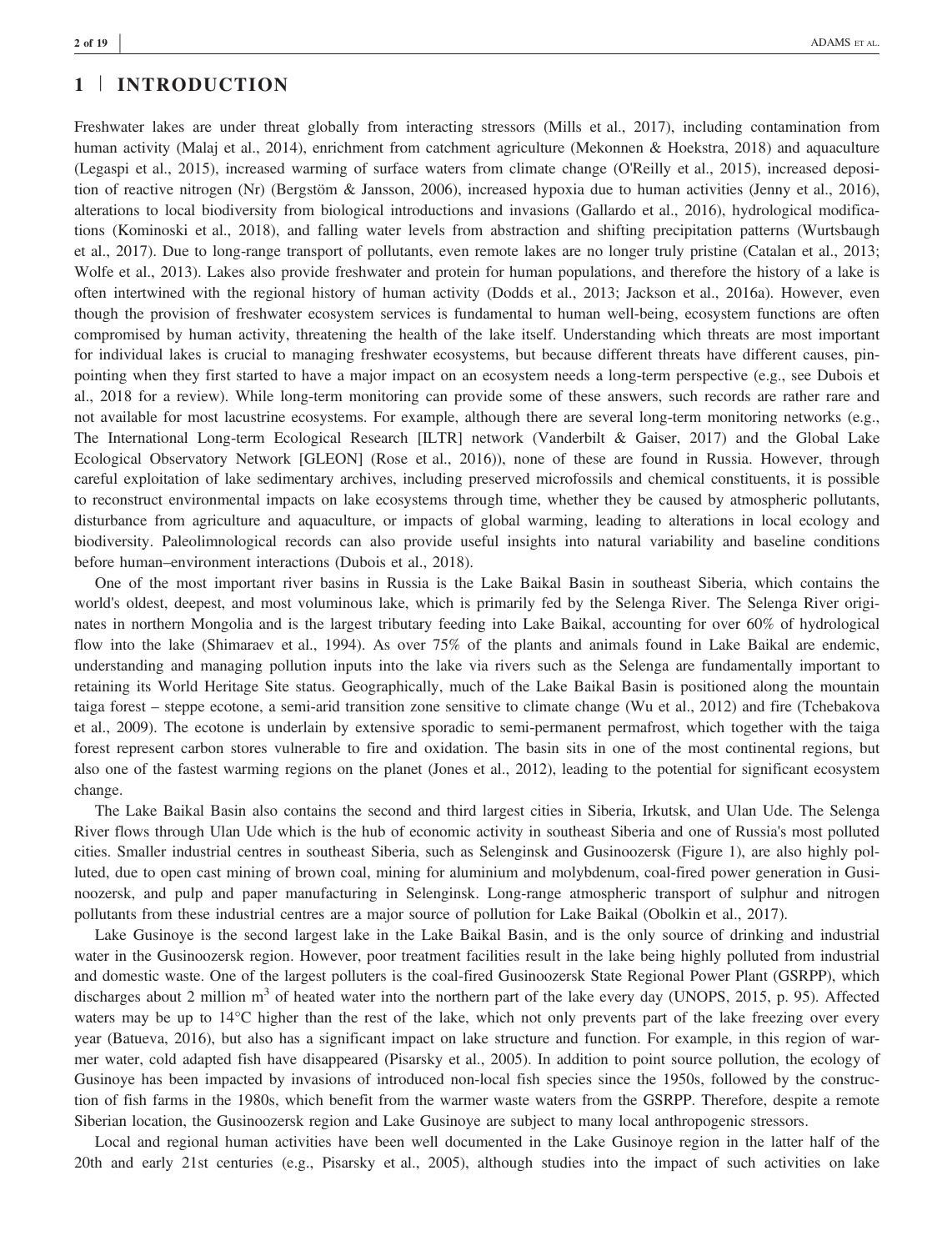# 1 | INTRODUCTION

Freshwater lakes are under threat globally from interacting stressors (Mills et al., 2017), including contamination from human activity (Malaj et al., 2014), enrichment from catchment agriculture (Mekonnen & Hoekstra, 2018) and aquaculture (Legaspi et al., 2015), increased warming of surface waters from climate change (O'Reilly et al., 2015), increased deposition of reactive nitrogen (Nr) (Bergstöm & Jansson, 2006), increased hypoxia due to human activities (Jenny et al., 2016), alterations to local biodiversity from biological introductions and invasions (Gallardo et al., 2016), hydrological modifications (Kominoski et al., 2018), and falling water levels from abstraction and shifting precipitation patterns (Wurtsbaugh et al., 2017). Due to long-range transport of pollutants, even remote lakes are no longer truly pristine (Catalan et al., 2013; Wolfe et al., 2013). Lakes also provide freshwater and protein for human populations, and therefore the history of a lake is often intertwined with the regional history of human activity (Dodds et al., 2013; Jackson et al., 2016a). However, even though the provision of freshwater ecosystem services is fundamental to human well-being, ecosystem functions are often compromised by human activity, threatening the health of the lake itself. Understanding which threats are most important for individual lakes is crucial to managing freshwater ecosystems, but because different threats have different causes, pinpointing when they first started to have a major impact on an ecosystem needs a long-term perspective (e.g., see Dubois et al., 2018 for a review). While long-term monitoring can provide some of these answers, such records are rather rare and not available for most lacustrine ecosystems. For example, although there are several long-term monitoring networks (e.g., The International Long-term Ecological Research [ILTR] network (Vanderbilt & Gaiser, 2017) and the Global Lake Ecological Observatory Network [GLEON] (Rose et al., 2016)), none of these are found in Russia. However, through careful exploitation of lake sedimentary archives, including preserved microfossils and chemical constituents, it is possible to reconstruct environmental impacts on lake ecosystems through time, whether they be caused by atmospheric pollutants, disturbance from agriculture and aquaculture, or impacts of global warming, leading to alterations in local ecology and biodiversity. Paleolimnological records can also provide useful insights into natural variability and baseline conditions before human–environment interactions (Dubois et al., 2018).

One of the most important river basins in Russia is the Lake Baikal Basin in southeast Siberia, which contains the world's oldest, deepest, and most voluminous lake, which is primarily fed by the Selenga River. The Selenga River originates in northern Mongolia and is the largest tributary feeding into Lake Baikal, accounting for over 60% of hydrological flow into the lake (Shimaraev et al., 1994). As over 75% of the plants and animals found in Lake Baikal are endemic, understanding and managing pollution inputs into the lake via rivers such as the Selenga are fundamentally important to retaining its World Heritage Site status. Geographically, much of the Lake Baikal Basin is positioned along the mountain taiga forest – steppe ecotone, a semi-arid transition zone sensitive to climate change (Wu et al., 2012) and fire (Tchebakova et al., 2009). The ecotone is underlain by extensive sporadic to semi-permanent permafrost, which together with the taiga forest represent carbon stores vulnerable to fire and oxidation. The basin sits in one of the most continental regions, but also one of the fastest warming regions on the planet (Jones et al., 2012), leading to the potential for significant ecosystem change.

The Lake Baikal Basin also contains the second and third largest cities in Siberia, Irkutsk, and Ulan Ude. The Selenga River flows through Ulan Ude which is the hub of economic activity in southeast Siberia and one of Russia's most polluted cities. Smaller industrial centres in southeast Siberia, such as Selenginsk and Gusinoozersk (Figure 1), are also highly polluted, due to open cast mining of brown coal, mining for aluminium and molybdenum, coal-fired power generation in Gusinoozersk, and pulp and paper manufacturing in Selenginsk. Long-range atmospheric transport of sulphur and nitrogen pollutants from these industrial centres are a major source of pollution for Lake Baikal (Obolkin et al., 2017).

Lake Gusinoye is the second largest lake in the Lake Baikal Basin, and is the only source of drinking and industrial water in the Gusinoozersk region. However, poor treatment facilities result in the lake being highly polluted from industrial and domestic waste. One of the largest polluters is the coal-fired Gusinoozersk State Regional Power Plant (GSRPP), which discharges about 2 million $m^3$ of heated water into the northern part of the lake every day (UNOPS, 2015, p. 95). Affected waters may be up to 14°C higher than the rest of the lake, which not only prevents part of the lake freezing over every year (Batueva, 2016), but also has a significant impact on lake structure and function. For example, in this region of warmer water, cold adapted fish have disappeared (Pisarsky et al., 2005). In addition to point source pollution, the ecology of Gusinoye has been impacted by invasions of introduced non-local fish species since the 1950s, followed by the construction of fish farms in the 1980s, which benefit from the warmer waste waters from the GSRPP. Therefore, despite a remote Siberian location, the Gusinoozersk region and Lake Gusinoye are subject to many local anthropogenic stressors.

Local and regional human activities have been well documented in the Lake Gusinoye region in the latter half of the 20th and early 21st centuries (e.g., Pisarsky et al., 2005), although studies into the impact of such activities on lake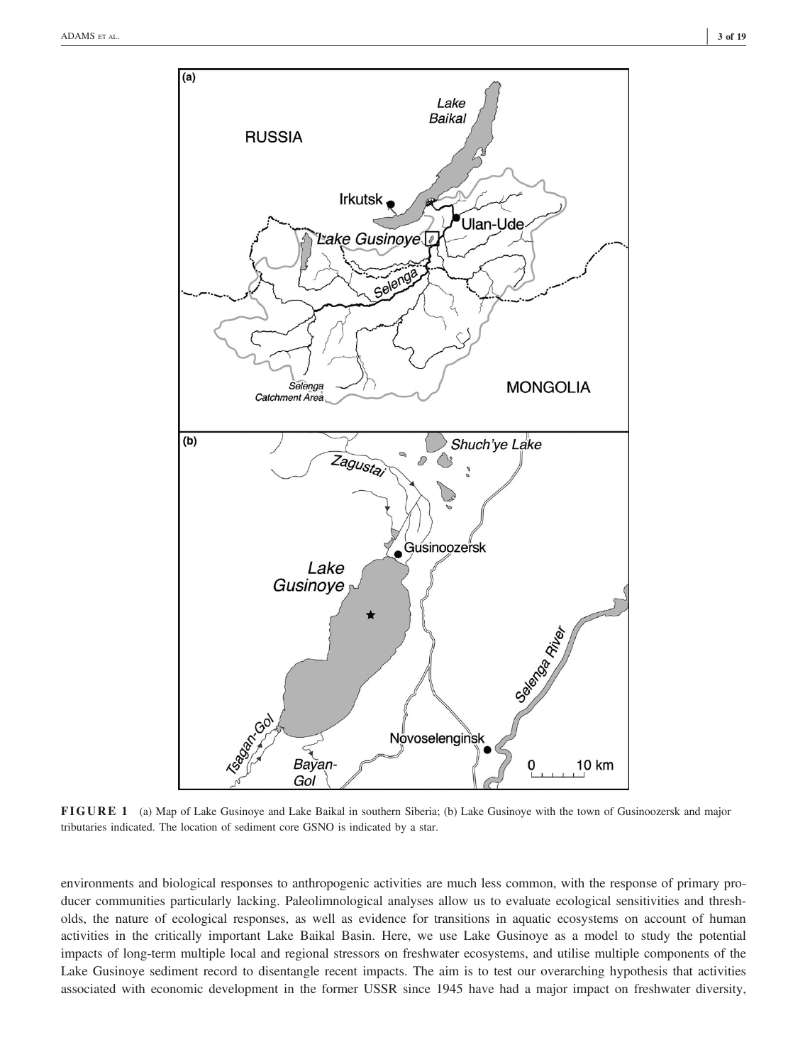FIGURE 1 (a) Map of Lake Gusinoye and Lake Baikal in southern Siberia; (b) Lake Gusinoye with the town of Gusinoozersk and major tributaries indicated. The location of sediment core GSNO is indicated by a star.

environments and biological responses to anthropogenic activities are much less common, with the response of primary producer communities particularly lacking. Paleolimnological analyses allow us to evaluate ecological sensitivities and thresholds, the nature of ecological responses, as well as evidence for transitions in aquatic ecosystems on account of human activities in the critically important Lake Baikal Basin. Here, we use Lake Gusinoye as a model to study the potential impacts of long-term multiple local and regional stressors on freshwater ecosystems, and utilise multiple components of the Lake Gusinoye sediment record to disentangle recent impacts. The aim is to test our overarching hypothesis that activities associated with economic development in the former USSR since 1945 have had a major impact on freshwater diversity,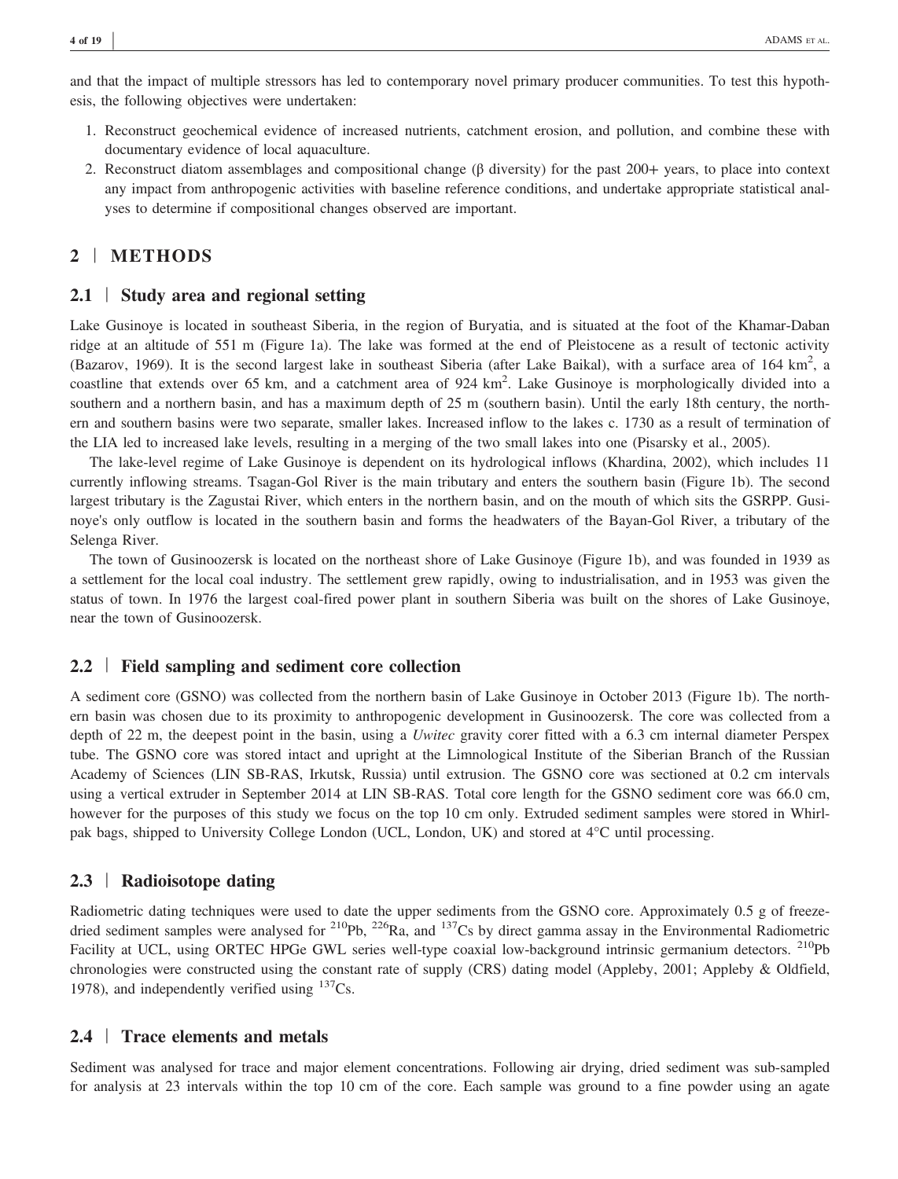and that the impact of multiple stressors has led to contemporary novel primary producer communities. To test this hypothesis, the following objectives were undertaken:

1. Reconstruct geochemical evidence of increased nutrients, catchment erosion, and pollution, and combine these with documentary evidence of local aquaculture.
2. Reconstruct diatom assemblages and compositional change (β diversity) for the past 200+ years, to place into context any impact from anthropogenic activities with baseline reference conditions, and undertake appropriate statistical analyses to determine if compositional changes observed are important.

## 2 | METHODS

### 2.1 | Study area and regional setting

Lake Gusinoye is located in southeast Siberia, in the region of Buryatia, and is situated at the foot of the Khamar-Daban ridge at an altitude of 551 m (Figure 1a). The lake was formed at the end of Pleistocene as a result of tectonic activity (Bazarov, 1969). It is the second largest lake in southeast Siberia (after Lake Baikal), with a surface area of 164 $km^2$, a coastline that extends over 65 km, and a catchment area of 924 $km^2$. Lake Gusinoye is morphologically divided into a southern and a northern basin, and has a maximum depth of 25 m (southern basin). Until the early 18th century, the northern and southern basins were two separate, smaller lakes. Increased inflow to the lakes c. 1730 as a result of termination of the LIA led to increased lake levels, resulting in a merging of the two small lakes into one (Pisarsky et al., 2005).

The lake-level regime of Lake Gusinoye is dependent on its hydrological inflows (Khardina, 2002), which includes 11 currently inflowing streams. Tsagan-Gol River is the main tributary and enters the southern basin (Figure 1b). The second largest tributary is the Zagustai River, which enters in the northern basin, and on the mouth of which sits the GSRPP. Gusinoye's only outflow is located in the southern basin and forms the headwaters of the Bayan-Gol River, a tributary of the Selenga River.

The town of Gusinoozersk is located on the northeast shore of Lake Gusinoye (Figure 1b), and was founded in 1939 as a settlement for the local coal industry. The settlement grew rapidly, owing to industrialisation, and in 1953 was given the status of town. In 1976 the largest coal-fired power plant in southern Siberia was built on the shores of Lake Gusinoye, near the town of Gusinoozersk.

### 2.2 | Field sampling and sediment core collection

A sediment core (GSNO) was collected from the northern basin of Lake Gusinoye in October 2013 (Figure 1b). The northern basin was chosen due to its proximity to anthropogenic development in Gusinoozersk. The core was collected from a depth of 22 m, the deepest point in the basin, using a *Uwitec* gravity corer fitted with a 6.3 cm internal diameter Perspex tube. The GSNO core was stored intact and upright at the Limnological Institute of the Siberian Branch of the Russian Academy of Sciences (LIN SB-RAS, Irkutsk, Russia) until extrusion. The GSNO core was sectioned at 0.2 cm intervals using a vertical extruder in September 2014 at LIN SB-RAS. Total core length for the GSNO sediment core was 66.0 cm, however for the purposes of this study we focus on the top 10 cm only. Extruded sediment samples were stored in Whirl-pak bags, shipped to University College London (UCL, London, UK) and stored at 4°C until processing.

### 2.3 | Radioisotope dating

Radiometric dating techniques were used to date the upper sediments from the GSNO core. Approximately 0.5 g of freeze-dried sediment samples were analysed for $^{210}Pb$, $^{226}Ra$, and $^{137}Cs$ by direct gamma assay in the Environmental Radiometric Facility at UCL, using ORTEC HPGe GWL series well-type coaxial low-background intrinsic germanium detectors. $^{210}Pb$ chronologies were constructed using the constant rate of supply (CRS) dating model (Appleby, 2001; Appleby & Oldfield, 1978), and independently verified using $^{137}Cs$.

### 2.4 | Trace elements and metals

Sediment was analysed for trace and major element concentrations. Following air drying, dried sediment was sub-sampled for analysis at 23 intervals within the top 10 cm of the core. Each sample was ground to a fine powder using an agate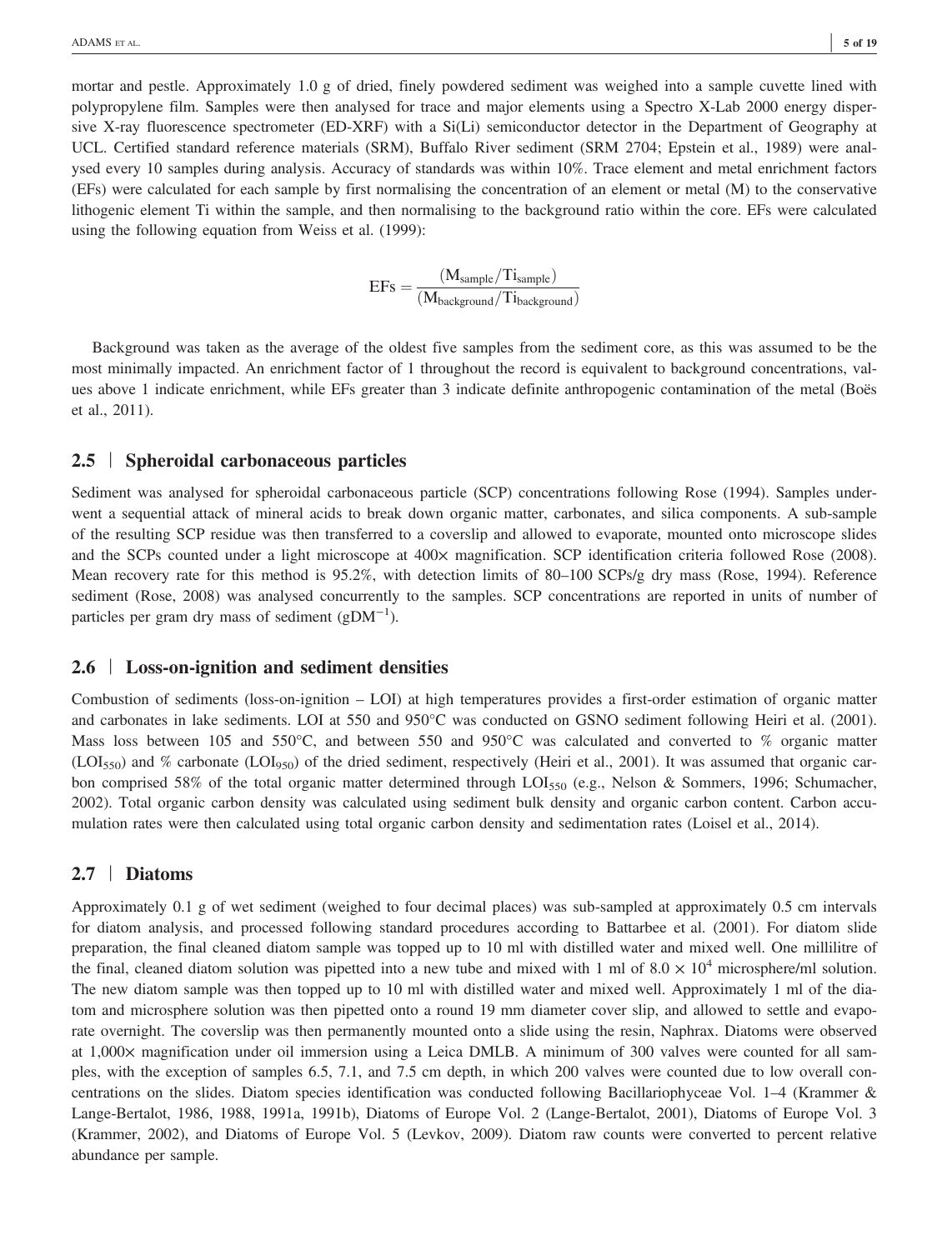mortar and pestle. Approximately 1.0 g of dried, finely powdered sediment was weighed into a sample cuvette lined with polypropylene film. Samples were then analysed for trace and major elements using a Spectro X-Lab 2000 energy dispersive X-ray fluorescence spectrometer (ED-XRF) with a Si(Li) semiconductor detector in the Department of Geography at UCL. Certified standard reference materials (SRM), Buffalo River sediment (SRM 2704; Epstein et al., 1989) were analysed every 10 samples during analysis. Accuracy of standards was within 10%. Trace element and metal enrichment factors (EFs) were calculated for each sample by first normalising the concentration of an element or metal (M) to the conservative lithogenic element Ti within the sample, and then normalising to the background ratio within the core. EFs were calculated using the following equation from Weiss et al. (1999):

$$\mathrm{EFs} = \frac{(\mathrm{M_{sample}}/\mathrm{Ti_{sample}})}{(\mathrm{M_{background}}/\mathrm{Ti_{background}})}$$

Background was taken as the average of the oldest five samples from the sediment core, as this was assumed to be the most minimally impacted. An enrichment factor of 1 throughout the record is equivalent to background concentrations, values above 1 indicate enrichment, while EFs greater than 3 indicate definite anthropogenic contamination of the metal (Boës et al., 2011).

## 2.5 | Spheroidal carbonaceous particles

Sediment was analysed for spheroidal carbonaceous particle (SCP) concentrations following Rose (1994). Samples underwent a sequential attack of mineral acids to break down organic matter, carbonates, and silica components. A sub-sample of the resulting SCP residue was then transferred to a coverslip and allowed to evaporate, mounted onto microscope slides and the SCPs counted under a light microscope at 400× magnification. SCP identification criteria followed Rose (2008). Mean recovery rate for this method is 95.2%, with detection limits of 80–100 SCPs/g dry mass (Rose, 1994). Reference sediment (Rose, 2008) was analysed concurrently to the samples. SCP concentrations are reported in units of number of particles per gram dry mass of sediment ($\mathrm{gDM}^{-1}$).

## 2.6 | Loss-on-ignition and sediment densities

Combustion of sediments (loss-on-ignition – LOI) at high temperatures provides a first-order estimation of organic matter and carbonates in lake sediments. LOI at 550 and 950°C was conducted on GSNO sediment following Heiri et al. (2001). Mass loss between 105 and 550°C, and between 550 and 950°C was calculated and converted to % organic matter ($\mathrm{LOI_{550}}$) and % carbonate ($\mathrm{LOI_{950}}$) of the dried sediment, respectively (Heiri et al., 2001). It was assumed that organic carbon comprised 58% of the total organic matter determined through $\mathrm{LOI_{550}}$ (e.g., Nelson & Sommers, 1996; Schumacher, 2002). Total organic carbon density was calculated using sediment bulk density and organic carbon content. Carbon accumulation rates were then calculated using total organic carbon density and sedimentation rates (Loisel et al., 2014).

## 2.7 | Diatoms

Approximately 0.1 g of wet sediment (weighed to four decimal places) was sub-sampled at approximately 0.5 cm intervals for diatom analysis, and processed following standard procedures according to Battarbee et al. (2001). For diatom slide preparation, the final cleaned diatom sample was topped up to 10 ml with distilled water and mixed well. One millilitre of the final, cleaned diatom solution was pipetted into a new tube and mixed with 1 ml of $8.0 \times 10^4$ microsphere/ml solution. The new diatom sample was then topped up to 10 ml with distilled water and mixed well. Approximately 1 ml of the diatom and microsphere solution was then pipetted onto a round 19 mm diameter cover slip, and allowed to settle and evaporate overnight. The coverslip was then permanently mounted onto a slide using the resin, Naphrax. Diatoms were observed at 1,000× magnification under oil immersion using a Leica DMLB. A minimum of 300 valves were counted for all samples, with the exception of samples 6.5, 7.1, and 7.5 cm depth, in which 200 valves were counted due to low overall concentrations on the slides. Diatom species identification was conducted following Bacillariophyceae Vol. 1–4 (Krammer & Lange-Bertalot, 1986, 1988, 1991a, 1991b), Diatoms of Europe Vol. 2 (Lange-Bertalot, 2001), Diatoms of Europe Vol. 3 (Krammer, 2002), and Diatoms of Europe Vol. 5 (Levkov, 2009). Diatom raw counts were converted to percent relative abundance per sample.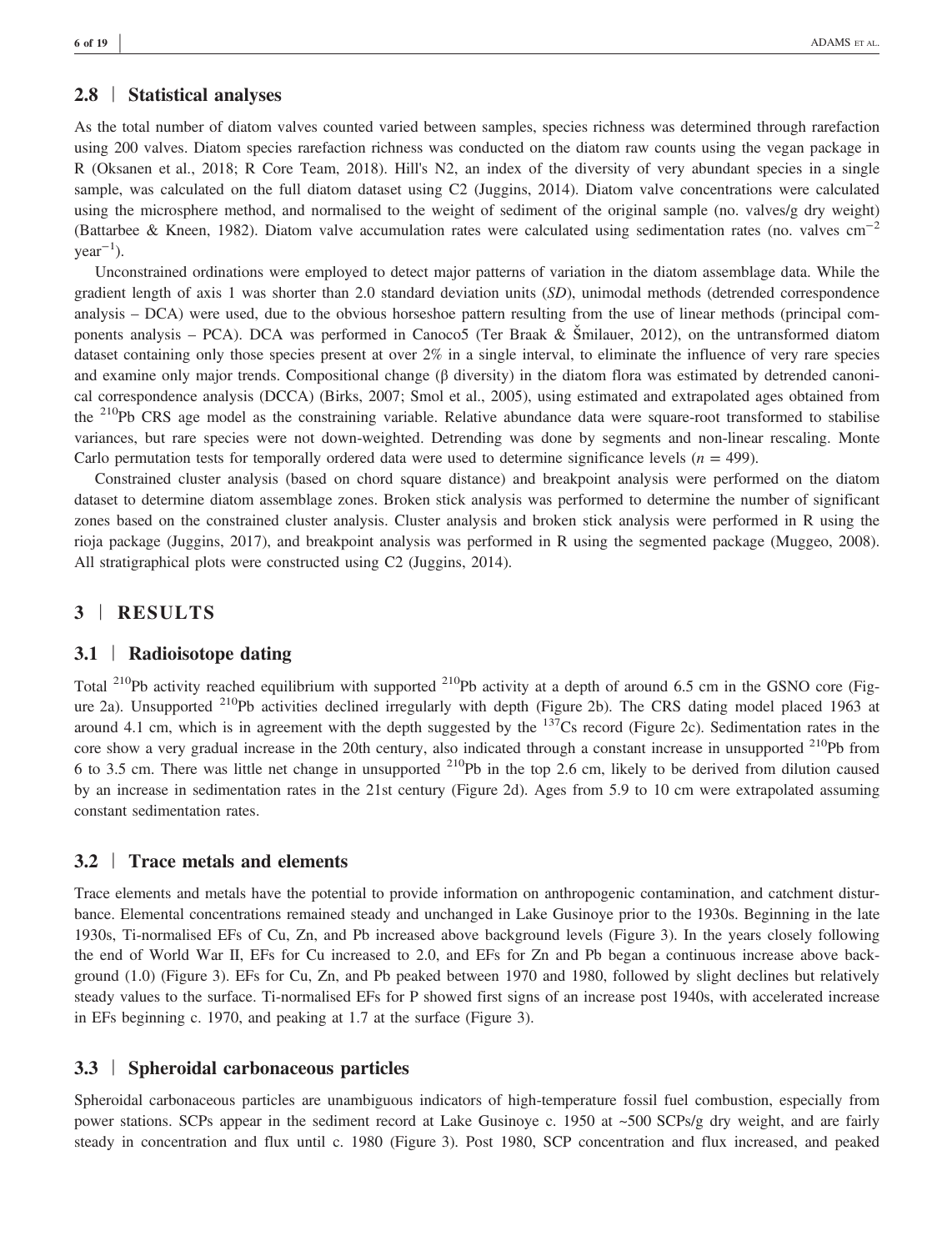## 2.8 | Statistical analyses

As the total number of diatom valves counted varied between samples, species richness was determined through rarefaction using 200 valves. Diatom species rarefaction richness was conducted on the diatom raw counts using the vegan package in R (Oksanen et al., 2018; R Core Team, 2018). Hill's N2, an index of the diversity of very abundant species in a single sample, was calculated on the full diatom dataset using C2 (Juggins, 2014). Diatom valve concentrations were calculated using the microsphere method, and normalised to the weight of sediment of the original sample (no. valves/g dry weight) (Battarbee & Kneen, 1982). Diatom valve accumulation rates were calculated using sedimentation rates (no. valves $cm^{-2}$ $year^{-1}$).

Unconstrained ordinations were employed to detect major patterns of variation in the diatom assemblage data. While the gradient length of axis 1 was shorter than 2.0 standard deviation units (*SD*), unimodal methods (detrended correspondence analysis – DCA) were used, due to the obvious horseshoe pattern resulting from the use of linear methods (principal components analysis – PCA). DCA was performed in Canoco5 (Ter Braak & Šmilauer, 2012), on the untransformed diatom dataset containing only those species present at over 2% in a single interval, to eliminate the influence of very rare species and examine only major trends. Compositional change (β diversity) in the diatom flora was estimated by detrended canonical correspondence analysis (DCCA) (Birks, 2007; Smol et al., 2005), using estimated and extrapolated ages obtained from the $^{210}Pb$ CRS age model as the constraining variable. Relative abundance data were square-root transformed to stabilise variances, but rare species were not down-weighted. Detrending was done by segments and non-linear rescaling. Monte Carlo permutation tests for temporally ordered data were used to determine significance levels ($n = 499$).

Constrained cluster analysis (based on chord square distance) and breakpoint analysis were performed on the diatom dataset to determine diatom assemblage zones. Broken stick analysis was performed to determine the number of significant zones based on the constrained cluster analysis. Cluster analysis and broken stick analysis were performed in R using the rioja package (Juggins, 2017), and breakpoint analysis was performed in R using the segmented package (Muggeo, 2008). All stratigraphical plots were constructed using C2 (Juggins, 2014).

# 3 | RESULTS

## 3.1 | Radioisotope dating

Total $^{210}Pb$ activity reached equilibrium with supported $^{210}Pb$ activity at a depth of around 6.5 cm in the GSNO core (Figure 2a). Unsupported $^{210}Pb$ activities declined irregularly with depth (Figure 2b). The CRS dating model placed 1963 at around 4.1 cm, which is in agreement with the depth suggested by the $^{137}Cs$ record (Figure 2c). Sedimentation rates in the core show a very gradual increase in the 20th century, also indicated through a constant increase in unsupported $^{210}Pb$ from 6 to 3.5 cm. There was little net change in unsupported $^{210}Pb$ in the top 2.6 cm, likely to be derived from dilution caused by an increase in sedimentation rates in the 21st century (Figure 2d). Ages from 5.9 to 10 cm were extrapolated assuming constant sedimentation rates.

## 3.2 | Trace metals and elements

Trace elements and metals have the potential to provide information on anthropogenic contamination, and catchment disturbance. Elemental concentrations remained steady and unchanged in Lake Gusinoye prior to the 1930s. Beginning in the late 1930s, Ti-normalised EFs of Cu, Zn, and Pb increased above background levels (Figure 3). In the years closely following the end of World War II, EFs for Cu increased to 2.0, and EFs for Zn and Pb began a continuous increase above background (1.0) (Figure 3). EFs for Cu, Zn, and Pb peaked between 1970 and 1980, followed by slight declines but relatively steady values to the surface. Ti-normalised EFs for P showed first signs of an increase post 1940s, with accelerated increase in EFs beginning c. 1970, and peaking at 1.7 at the surface (Figure 3).

## 3.3 | Spheroidal carbonaceous particles

Spheroidal carbonaceous particles are unambiguous indicators of high-temperature fossil fuel combustion, especially from power stations. SCPs appear in the sediment record at Lake Gusinoye c. 1950 at ~500 SCPs/g dry weight, and are fairly steady in concentration and flux until c. 1980 (Figure 3). Post 1980, SCP concentration and flux increased, and peaked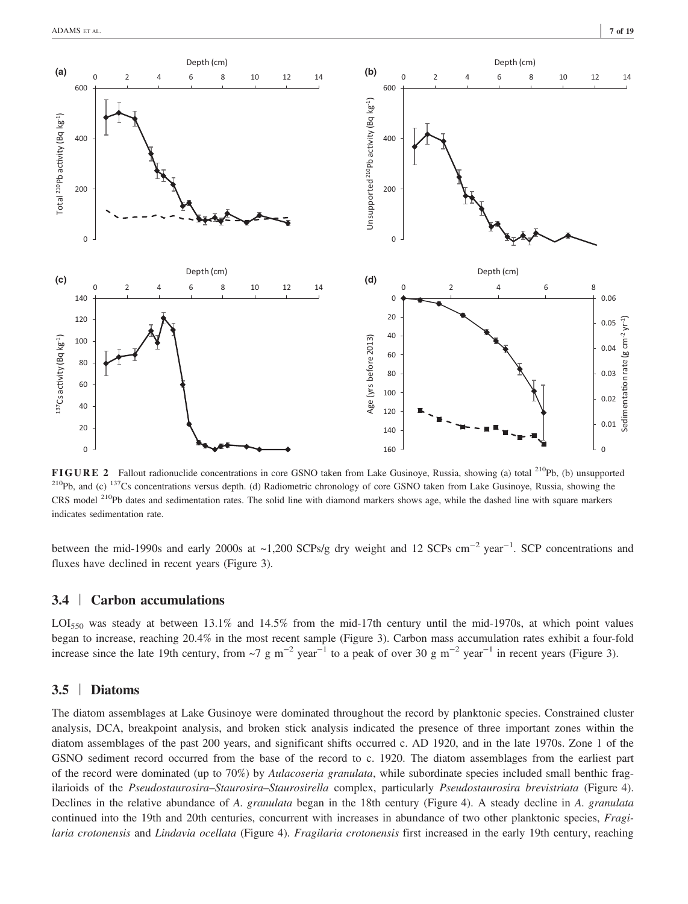FIGURE 2 Fallout radionuclide concentrations in core GSNO taken from Lake Gusinoye, Russia, showing (a) total $^{210}$Pb, (b) unsupported $^{210}$Pb, and (c) $^{137}$Cs concentrations versus depth. (d) Radiometric chronology of core GSNO taken from Lake Gusinoye, Russia, showing the CRS model $^{210}$Pb dates and sedimentation rates. The solid line with diamond markers shows age, while the dashed line with square markers indicates sedimentation rate.

between the mid-1990s and early 2000s at ~1,200 SCPs/g dry weight and 12 SCPs cm$^{-2}$ year$^{-1}$. SCP concentrations and fluxes have declined in recent years (Figure 3).

### 3.4 | Carbon accumulations

LOI$_{550}$ was steady at between 13.1% and 14.5% from the mid-17th century until the mid-1970s, at which point values began to increase, reaching 20.4% in the most recent sample (Figure 3). Carbon mass accumulation rates exhibit a four-fold increase since the late 19th century, from ~7 g m$^{-2}$ year$^{-1}$ to a peak of over 30 g m$^{-2}$ year$^{-1}$ in recent years (Figure 3).

### 3.5 | Diatoms

The diatom assemblages at Lake Gusinoye were dominated throughout the record by planktonic species. Constrained cluster analysis, DCA, breakpoint analysis, and broken stick analysis indicated the presence of three important zones within the diatom assemblages of the past 200 years, and significant shifts occurred c. AD 1920, and in the late 1970s. Zone 1 of the GSNO sediment record occurred from the base of the record to c. 1920. The diatom assemblages from the earliest part of the record were dominated (up to 70%) by *Aulacoseria granulata*, while subordinate species included small benthic fragilarioids of the *Pseudostaurosira*–*Staurosira*–*Staurosirella* complex, particularly *Pseudostaurosira brevistriata* (Figure 4). Declines in the relative abundance of *A. granulata* began in the 18th century (Figure 4). A steady decline in *A. granulata* continued into the 19th and 20th centuries, concurrent with increases in abundance of two other planktonic species, *Fragilaria crotonensis* and *Lindavia ocellata* (Figure 4). *Fragilaria crotonensis* first increased in the early 19th century, reaching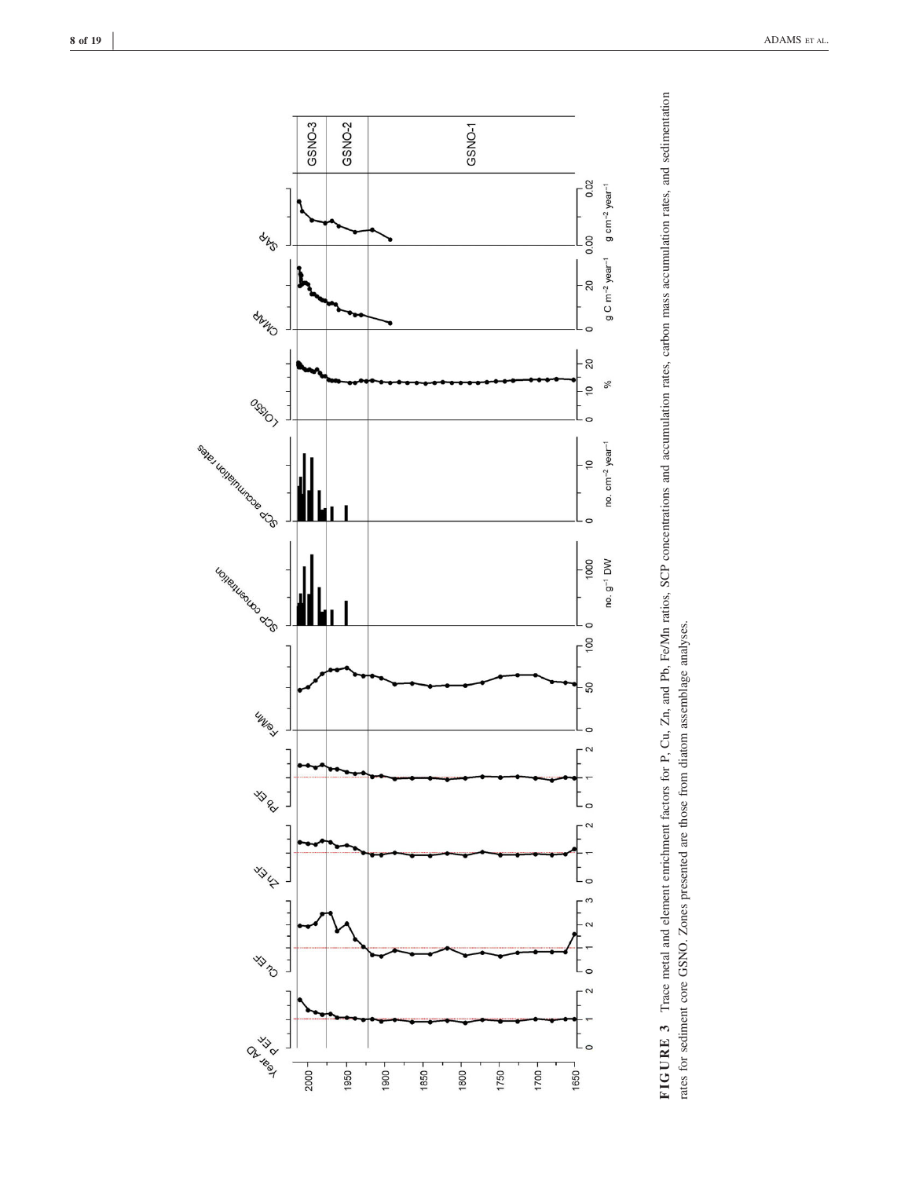**FIGURE 3** Trace metal and element enrichment factors for P, Cu, Zn, and Pb, Fe/Mn ratios, SCP concentrations and accumulation rates, carbon mass accumulation rates, and sedimentation rates for sediment core GSNO. Zones presented are those from diatom assemblage analyses.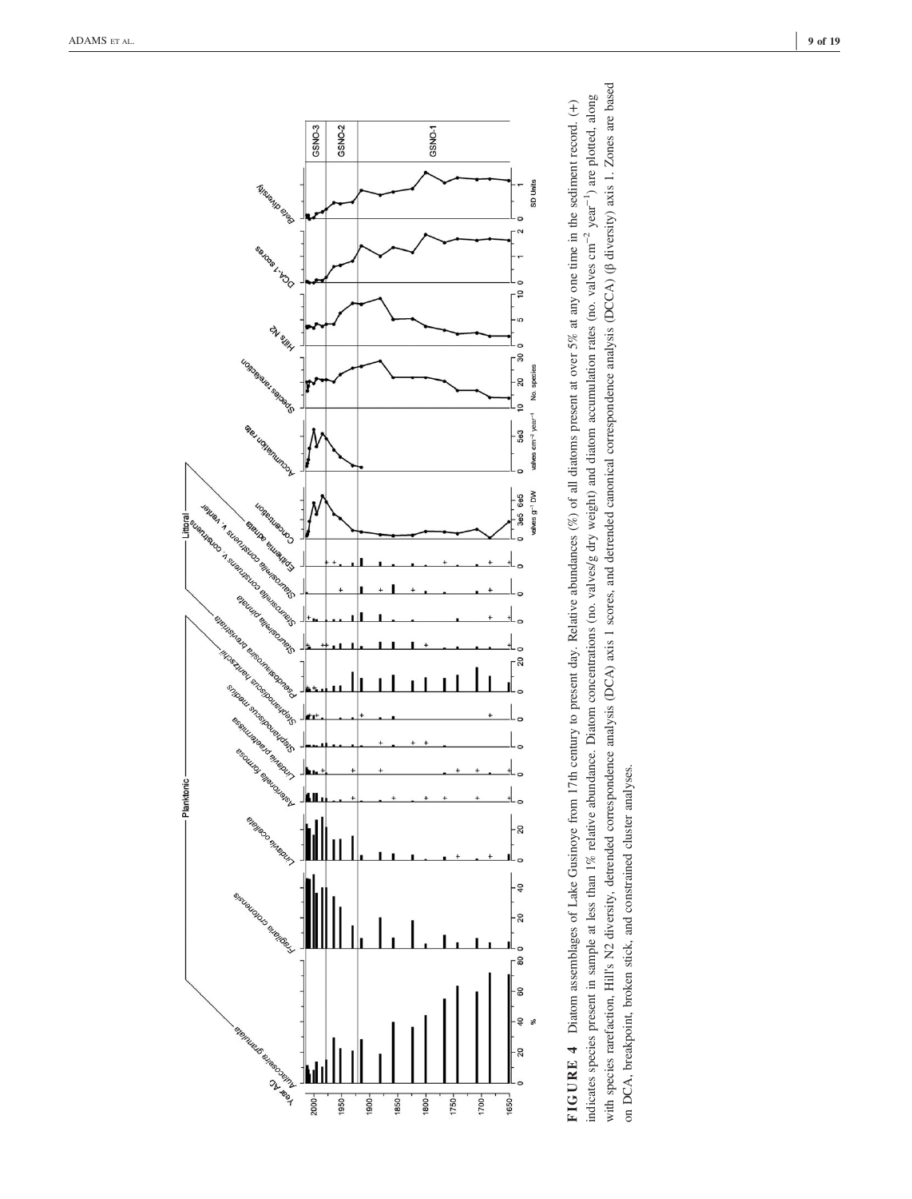**FIGURE 4** Diatom assemblages of Lake Gusinoye from 17th century to present day. Relative abundances (%) of all diatoms present at over 5% at any one time in the sediment record. (+) indicates species present in sample at less than 1% relative abundance. Diatom concentrations (no. valves/g dry weight) and diatom accumulation rates (no. valves $cm^{-2}$ $year^{-1}$) are plotted, along with species rarefaction, Hill's N2 diversity, detrended correspondence analysis (DCA) axis 1 scores, and detrended canonical correspondence analysis (DCCA) (β diversity) axis 1. Zones are based on DCA, breakpoint, broken stick, and constrained cluster analyses.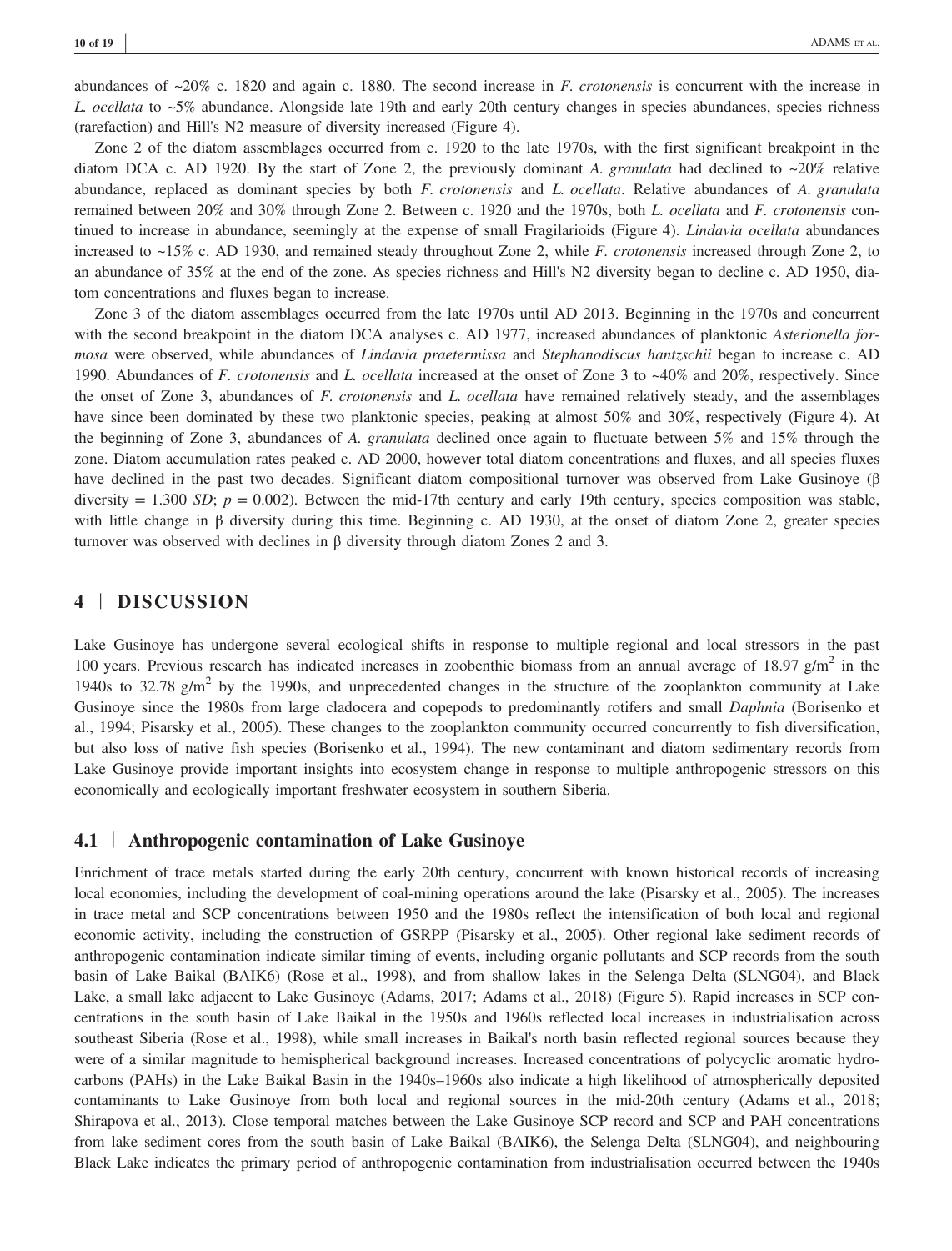abundances of ~20% c. 1820 and again c. 1880. The second increase in *F. crotonensis* is concurrent with the increase in *L. ocellata* to ~5% abundance. Alongside late 19th and early 20th century changes in species abundances, species richness (rarefaction) and Hill's N2 measure of diversity increased (Figure 4).

Zone 2 of the diatom assemblages occurred from c. 1920 to the late 1970s, with the first significant breakpoint in the diatom DCA c. AD 1920. By the start of Zone 2, the previously dominant *A. granulata* had declined to ~20% relative abundance, replaced as dominant species by both *F. crotonensis* and *L. ocellata*. Relative abundances of *A. granulata* remained between 20% and 30% through Zone 2. Between c. 1920 and the 1970s, both *L. ocellata* and *F. crotonensis* continued to increase in abundance, seemingly at the expense of small Fragilarioids (Figure 4). *Lindavia ocellata* abundances increased to ~15% c. AD 1930, and remained steady throughout Zone 2, while *F. crotonensis* increased through Zone 2, to an abundance of 35% at the end of the zone. As species richness and Hill's N2 diversity began to decline c. AD 1950, diatom concentrations and fluxes began to increase.

Zone 3 of the diatom assemblages occurred from the late 1970s until AD 2013. Beginning in the 1970s and concurrent with the second breakpoint in the diatom DCA analyses c. AD 1977, increased abundances of planktonic *Asterionella formosa* were observed, while abundances of *Lindavia praetermissa* and *Stephanodiscus hantzschii* began to increase c. AD 1990. Abundances of *F. crotonensis* and *L. ocellata* increased at the onset of Zone 3 to ~40% and 20%, respectively. Since the onset of Zone 3, abundances of *F. crotonensis* and *L. ocellata* have remained relatively steady, and the assemblages have since been dominated by these two planktonic species, peaking at almost 50% and 30%, respectively (Figure 4). At the beginning of Zone 3, abundances of *A. granulata* declined once again to fluctuate between 5% and 15% through the zone. Diatom accumulation rates peaked c. AD 2000, however total diatom concentrations and fluxes, and all species fluxes have declined in the past two decades. Significant diatom compositional turnover was observed from Lake Gusinoye (β diversity = 1.300 *SD*; $p = 0.002$). Between the mid-17th century and early 19th century, species composition was stable, with little change in β diversity during this time. Beginning c. AD 1930, at the onset of diatom Zone 2, greater species turnover was observed with declines in β diversity through diatom Zones 2 and 3.

## 4 | DISCUSSION

Lake Gusinoye has undergone several ecological shifts in response to multiple regional and local stressors in the past 100 years. Previous research has indicated increases in zoobenthic biomass from an annual average of 18.97 g/m$^2$ in the 1940s to 32.78 g/m$^2$ by the 1990s, and unprecedented changes in the structure of the zooplankton community at Lake Gusinoye since the 1980s from large cladocera and copepods to predominantly rotifers and small *Daphnia* (Borisenko et al., 1994; Pisarsky et al., 2005). These changes to the zooplankton community occurred concurrently to fish diversification, but also loss of native fish species (Borisenko et al., 1994). The new contaminant and diatom sedimentary records from Lake Gusinoye provide important insights into ecosystem change in response to multiple anthropogenic stressors on this economically and ecologically important freshwater ecosystem in southern Siberia.

### 4.1 | Anthropogenic contamination of Lake Gusinoye

Enrichment of trace metals started during the early 20th century, concurrent with known historical records of increasing local economies, including the development of coal-mining operations around the lake (Pisarsky et al., 2005). The increases in trace metal and SCP concentrations between 1950 and the 1980s reflect the intensification of both local and regional economic activity, including the construction of GSRPP (Pisarsky et al., 2005). Other regional lake sediment records of anthropogenic contamination indicate similar timing of events, including organic pollutants and SCP records from the south basin of Lake Baikal (BAIK6) (Rose et al., 1998), and from shallow lakes in the Selenga Delta (SLNG04), and Black Lake, a small lake adjacent to Lake Gusinoye (Adams, 2017; Adams et al., 2018) (Figure 5). Rapid increases in SCP concentrations in the south basin of Lake Baikal in the 1950s and 1960s reflected local increases in industrialisation across southeast Siberia (Rose et al., 1998), while small increases in Baikal's north basin reflected regional sources because they were of a similar magnitude to hemispherical background increases. Increased concentrations of polycyclic aromatic hydrocarbons (PAHs) in the Lake Baikal Basin in the 1940s–1960s also indicate a high likelihood of atmospherically deposited contaminants to Lake Gusinoye from both local and regional sources in the mid-20th century (Adams et al., 2018; Shirapova et al., 2013). Close temporal matches between the Lake Gusinoye SCP record and SCP and PAH concentrations from lake sediment cores from the south basin of Lake Baikal (BAIK6), the Selenga Delta (SLNG04), and neighbouring Black Lake indicates the primary period of anthropogenic contamination from industrialisation occurred between the 1940s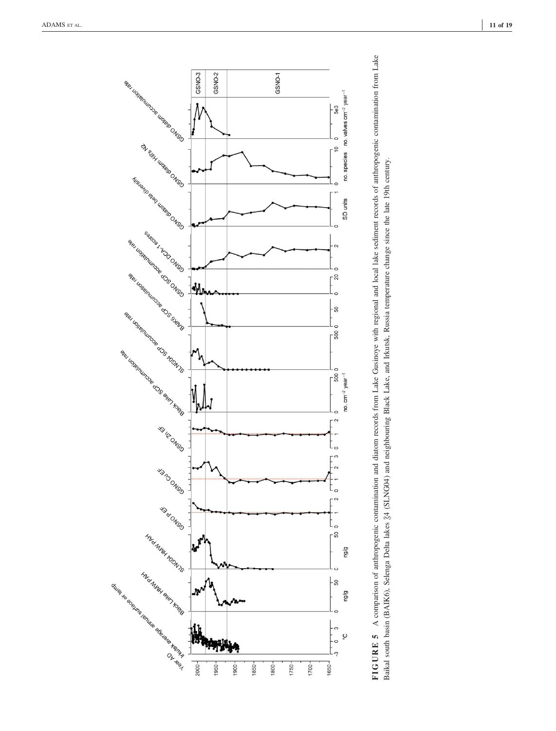**FIGURE 5** A comparison of anthropogenic contamination and diatom records from Lake Gusinoye with regional and local lake sediment records of anthropogenic contamination from Lake Baikal south basin (BAIK6), Selenga Delta lakes 34 (SLNG04) and neighbouring Black Lake, and Irkutsk, Russia temperature change since the late 19th century.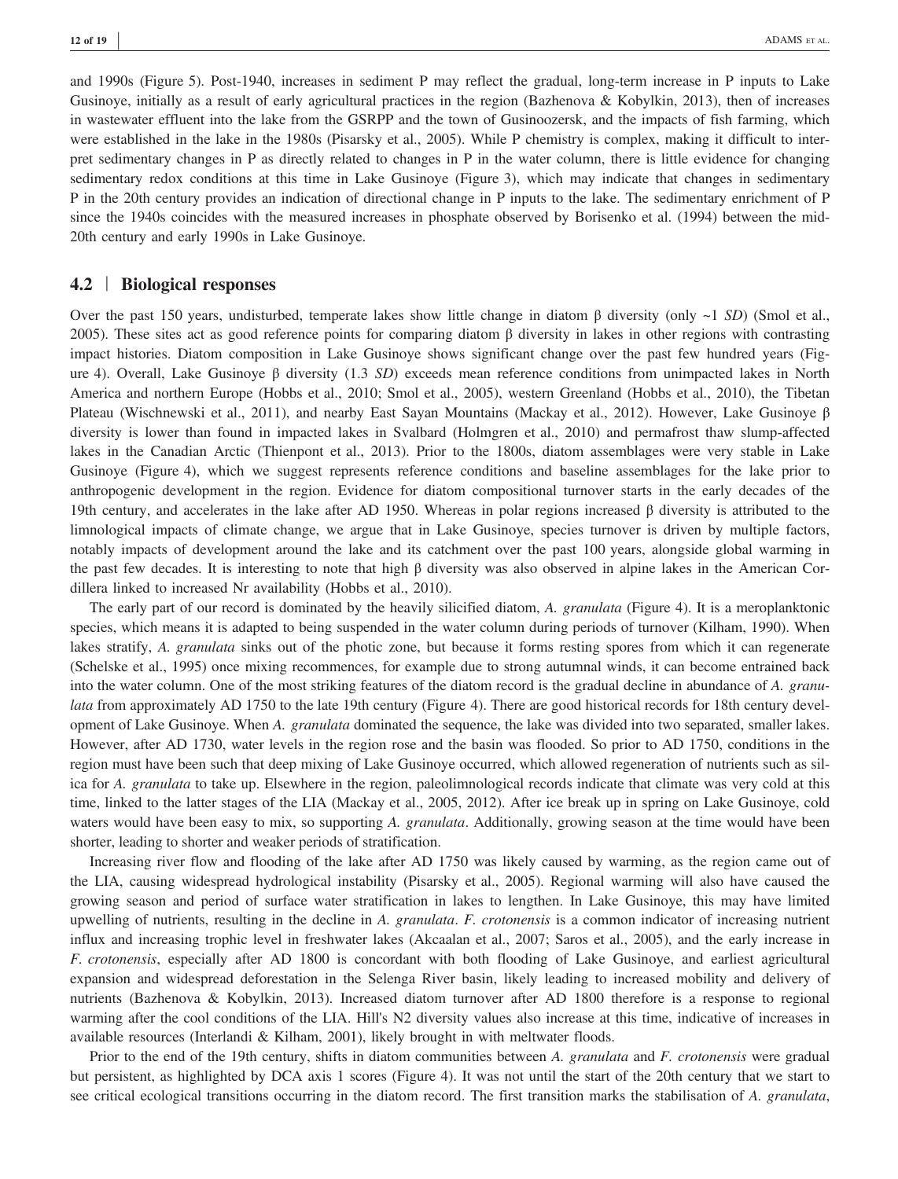and 1990s (Figure 5). Post-1940, increases in sediment P may reflect the gradual, long-term increase in P inputs to Lake Gusinoye, initially as a result of early agricultural practices in the region (Bazhenova & Kobylkin, 2013), then of increases in wastewater effluent into the lake from the GSRPP and the town of Gusinoozersk, and the impacts of fish farming, which were established in the lake in the 1980s (Pisarsky et al., 2005). While P chemistry is complex, making it difficult to interpret sedimentary changes in P as directly related to changes in P in the water column, there is little evidence for changing sedimentary redox conditions at this time in Lake Gusinoye (Figure 3), which may indicate that changes in sedimentary P in the 20th century provides an indication of directional change in P inputs to the lake. The sedimentary enrichment of P since the 1940s coincides with the measured increases in phosphate observed by Borisenko et al. (1994) between the mid-20th century and early 1990s in Lake Gusinoye.

## 4.2 | Biological responses

Over the past 150 years, undisturbed, temperate lakes show little change in diatom β diversity (only ~1 *SD*) (Smol et al., 2005). These sites act as good reference points for comparing diatom β diversity in lakes in other regions with contrasting impact histories. Diatom composition in Lake Gusinoye shows significant change over the past few hundred years (Figure 4). Overall, Lake Gusinoye β diversity (1.3 *SD*) exceeds mean reference conditions from unimpacted lakes in North America and northern Europe (Hobbs et al., 2010; Smol et al., 2005), western Greenland (Hobbs et al., 2010), the Tibetan Plateau (Wischnewski et al., 2011), and nearby East Sayan Mountains (Mackay et al., 2012). However, Lake Gusinoye β diversity is lower than found in impacted lakes in Svalbard (Holmgren et al., 2010) and permafrost thaw slump-affected lakes in the Canadian Arctic (Thienpont et al., 2013). Prior to the 1800s, diatom assemblages were very stable in Lake Gusinoye (Figure 4), which we suggest represents reference conditions and baseline assemblages for the lake prior to anthropogenic development in the region. Evidence for diatom compositional turnover starts in the early decades of the 19th century, and accelerates in the lake after AD 1950. Whereas in polar regions increased β diversity is attributed to the limnological impacts of climate change, we argue that in Lake Gusinoye, species turnover is driven by multiple factors, notably impacts of development around the lake and its catchment over the past 100 years, alongside global warming in the past few decades. It is interesting to note that high β diversity was also observed in alpine lakes in the American Cordillera linked to increased Nr availability (Hobbs et al., 2010).

The early part of our record is dominated by the heavily silicified diatom, *A. granulata* (Figure 4). It is a meroplanktonic species, which means it is adapted to being suspended in the water column during periods of turnover (Kilham, 1990). When lakes stratify, *A. granulata* sinks out of the photic zone, but because it forms resting spores from which it can regenerate (Schelske et al., 1995) once mixing recommences, for example due to strong autumnal winds, it can become entrained back into the water column. One of the most striking features of the diatom record is the gradual decline in abundance of *A. granulata* from approximately AD 1750 to the late 19th century (Figure 4). There are good historical records for 18th century development of Lake Gusinoye. When *A. granulata* dominated the sequence, the lake was divided into two separated, smaller lakes. However, after AD 1730, water levels in the region rose and the basin was flooded. So prior to AD 1750, conditions in the region must have been such that deep mixing of Lake Gusinoye occurred, which allowed regeneration of nutrients such as silica for *A. granulata* to take up. Elsewhere in the region, paleolimnological records indicate that climate was very cold at this time, linked to the latter stages of the LIA (Mackay et al., 2005, 2012). After ice break up in spring on Lake Gusinoye, cold waters would have been easy to mix, so supporting *A. granulata*. Additionally, growing season at the time would have been shorter, leading to shorter and weaker periods of stratification.

Increasing river flow and flooding of the lake after AD 1750 was likely caused by warming, as the region came out of the LIA, causing widespread hydrological instability (Pisarsky et al., 2005). Regional warming will also have caused the growing season and period of surface water stratification in lakes to lengthen. In Lake Gusinoye, this may have limited upwelling of nutrients, resulting in the decline in *A. granulata*. *F. crotonensis* is a common indicator of increasing nutrient influx and increasing trophic level in freshwater lakes (Akcaalan et al., 2007; Saros et al., 2005), and the early increase in *F. crotonensis*, especially after AD 1800 is concordant with both flooding of Lake Gusinoye, and earliest agricultural expansion and widespread deforestation in the Selenga River basin, likely leading to increased mobility and delivery of nutrients (Bazhenova & Kobylkin, 2013). Increased diatom turnover after AD 1800 therefore is a response to regional warming after the cool conditions of the LIA. Hill's N2 diversity values also increase at this time, indicative of increases in available resources (Interlandi & Kilham, 2001), likely brought in with meltwater floods.

Prior to the end of the 19th century, shifts in diatom communities between *A. granulata* and *F. crotonensis* were gradual but persistent, as highlighted by DCA axis 1 scores (Figure 4). It was not until the start of the 20th century that we start to see critical ecological transitions occurring in the diatom record. The first transition marks the stabilisation of *A. granulata*,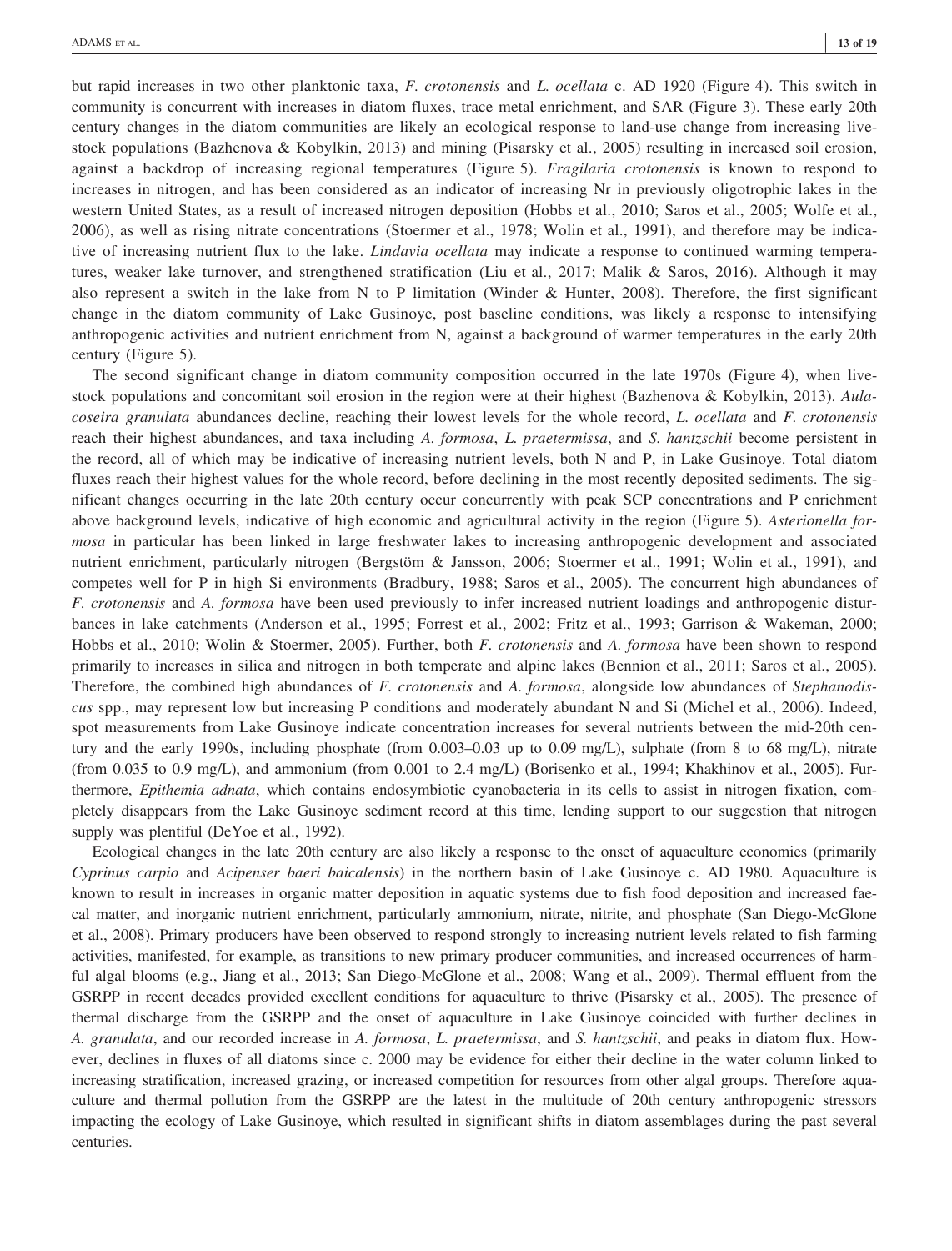but rapid increases in two other planktonic taxa, *F. crotonensis* and *L. ocellata* c. AD 1920 (Figure 4). This switch in community is concurrent with increases in diatom fluxes, trace metal enrichment, and SAR (Figure 3). These early 20th century changes in the diatom communities are likely an ecological response to land-use change from increasing livestock populations (Bazhenova & Kobylkin, 2013) and mining (Pisarsky et al., 2005) resulting in increased soil erosion, against a backdrop of increasing regional temperatures (Figure 5). *Fragilaria crotonensis* is known to respond to increases in nitrogen, and has been considered as an indicator of increasing Nr in previously oligotrophic lakes in the western United States, as a result of increased nitrogen deposition (Hobbs et al., 2010; Saros et al., 2005; Wolfe et al., 2006), as well as rising nitrate concentrations (Stoermer et al., 1978; Wolin et al., 1991), and therefore may be indicative of increasing nutrient flux to the lake. *Lindavia ocellata* may indicate a response to continued warming temperatures, weaker lake turnover, and strengthened stratification (Liu et al., 2017; Malik & Saros, 2016). Although it may also represent a switch in the lake from N to P limitation (Winder & Hunter, 2008). Therefore, the first significant change in the diatom community of Lake Gusinoye, post baseline conditions, was likely a response to intensifying anthropogenic activities and nutrient enrichment from N, against a background of warmer temperatures in the early 20th century (Figure 5).

The second significant change in diatom community composition occurred in the late 1970s (Figure 4), when livestock populations and concomitant soil erosion in the region were at their highest (Bazhenova & Kobylkin, 2013). *Aulacoseira granulata* abundances decline, reaching their lowest levels for the whole record, *L. ocellata* and *F. crotonensis* reach their highest abundances, and taxa including *A. formosa*, *L. praetermissa*, and *S. hantzschii* become persistent in the record, all of which may be indicative of increasing nutrient levels, both N and P, in Lake Gusinoye. Total diatom fluxes reach their highest values for the whole record, before declining in the most recently deposited sediments. The significant changes occurring in the late 20th century occur concurrently with peak SCP concentrations and P enrichment above background levels, indicative of high economic and agricultural activity in the region (Figure 5). *Asterionella formosa* in particular has been linked in large freshwater lakes to increasing anthropogenic development and associated nutrient enrichment, particularly nitrogen (Bergstöm & Jansson, 2006; Stoermer et al., 1991; Wolin et al., 1991), and competes well for P in high Si environments (Bradbury, 1988; Saros et al., 2005). The concurrent high abundances of *F. crotonensis* and *A. formosa* have been used previously to infer increased nutrient loadings and anthropogenic disturbances in lake catchments (Anderson et al., 1995; Forrest et al., 2002; Fritz et al., 1993; Garrison & Wakeman, 2000; Hobbs et al., 2010; Wolin & Stoermer, 2005). Further, both *F. crotonensis* and *A. formosa* have been shown to respond primarily to increases in silica and nitrogen in both temperate and alpine lakes (Bennion et al., 2011; Saros et al., 2005). Therefore, the combined high abundances of *F. crotonensis* and *A. formosa*, alongside low abundances of *Stephanodiscus* spp., may represent low but increasing P conditions and moderately abundant N and Si (Michel et al., 2006). Indeed, spot measurements from Lake Gusinoye indicate concentration increases for several nutrients between the mid-20th century and the early 1990s, including phosphate (from 0.003–0.03 up to 0.09 mg/L), sulphate (from 8 to 68 mg/L), nitrate (from 0.035 to 0.9 mg/L), and ammonium (from 0.001 to 2.4 mg/L) (Borisenko et al., 1994; Khakhinov et al., 2005). Furthermore, *Epithemia adnata*, which contains endosymbiotic cyanobacteria in its cells to assist in nitrogen fixation, completely disappears from the Lake Gusinoye sediment record at this time, lending support to our suggestion that nitrogen supply was plentiful (DeYoe et al., 1992).

Ecological changes in the late 20th century are also likely a response to the onset of aquaculture economies (primarily *Cyprinus carpio* and *Acipenser baeri baicalensis*) in the northern basin of Lake Gusinoye c. AD 1980. Aquaculture is known to result in increases in organic matter deposition in aquatic systems due to fish food deposition and increased faecal matter, and inorganic nutrient enrichment, particularly ammonium, nitrate, nitrite, and phosphate (San Diego-McGlone et al., 2008). Primary producers have been observed to respond strongly to increasing nutrient levels related to fish farming activities, manifested, for example, as transitions to new primary producer communities, and increased occurrences of harmful algal blooms (e.g., Jiang et al., 2013; San Diego-McGlone et al., 2008; Wang et al., 2009). Thermal effluent from the GSRPP in recent decades provided excellent conditions for aquaculture to thrive (Pisarsky et al., 2005). The presence of thermal discharge from the GSRPP and the onset of aquaculture in Lake Gusinoye coincided with further declines in *A. granulata*, and our recorded increase in *A. formosa*, *L. praetermissa*, and *S. hantzschii*, and peaks in diatom flux. However, declines in fluxes of all diatoms since c. 2000 may be evidence for either their decline in the water column linked to increasing stratification, increased grazing, or increased competition for resources from other algal groups. Therefore aquaculture and thermal pollution from the GSRPP are the latest in the multitude of 20th century anthropogenic stressors impacting the ecology of Lake Gusinoye, which resulted in significant shifts in diatom assemblages during the past several centuries.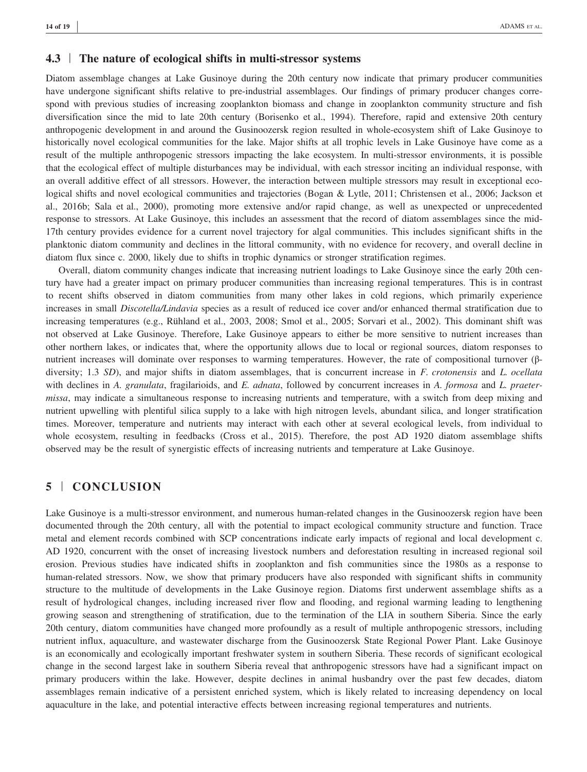### 4.3 | The nature of ecological shifts in multi-stressor systems

Diatom assemblage changes at Lake Gusinoye during the 20th century now indicate that primary producer communities have undergone significant shifts relative to pre-industrial assemblages. Our findings of primary producer changes correspond with previous studies of increasing zooplankton biomass and change in zooplankton community structure and fish diversification since the mid to late 20th century (Borisenko et al., 1994). Therefore, rapid and extensive 20th century anthropogenic development in and around the Gusinoozersk region resulted in whole-ecosystem shift of Lake Gusinoye to historically novel ecological communities for the lake. Major shifts at all trophic levels in Lake Gusinoye have come as a result of the multiple anthropogenic stressors impacting the lake ecosystem. In multi-stressor environments, it is possible that the ecological effect of multiple disturbances may be individual, with each stressor inciting an individual response, with an overall additive effect of all stressors. However, the interaction between multiple stressors may result in exceptional ecological shifts and novel ecological communities and trajectories (Bogan & Lytle, 2011; Christensen et al., 2006; Jackson et al., 2016b; Sala et al., 2000), promoting more extensive and/or rapid change, as well as unexpected or unprecedented response to stressors. At Lake Gusinoye, this includes an assessment that the record of diatom assemblages since the mid-17th century provides evidence for a current novel trajectory for algal communities. This includes significant shifts in the planktonic diatom community and declines in the littoral community, with no evidence for recovery, and overall decline in diatom flux since c. 2000, likely due to shifts in trophic dynamics or stronger stratification regimes.

Overall, diatom community changes indicate that increasing nutrient loadings to Lake Gusinoye since the early 20th century have had a greater impact on primary producer communities than increasing regional temperatures. This is in contrast to recent shifts observed in diatom communities from many other lakes in cold regions, which primarily experience increases in small *Discotella/Lindavia* species as a result of reduced ice cover and/or enhanced thermal stratification due to increasing temperatures (e.g., Rühland et al., 2003, 2008; Smol et al., 2005; Sorvari et al., 2002). This dominant shift was not observed at Lake Gusinoye. Therefore, Lake Gusinoye appears to either be more sensitive to nutrient increases than other northern lakes, or indicates that, where the opportunity allows due to local or regional sources, diatom responses to nutrient increases will dominate over responses to warming temperatures. However, the rate of compositional turnover (β-diversity; 1.3 *SD*), and major shifts in diatom assemblages, that is concurrent increase in *F. crotonensis* and *L. ocellata* with declines in *A. granulata*, fragilarioids, and *E. adnata*, followed by concurrent increases in *A. formosa* and *L. praetermissa*, may indicate a simultaneous response to increasing nutrients and temperature, with a switch from deep mixing and nutrient upwelling with plentiful silica supply to a lake with high nitrogen levels, abundant silica, and longer stratification times. Moreover, temperature and nutrients may interact with each other at several ecological levels, from individual to whole ecosystem, resulting in feedbacks (Cross et al., 2015). Therefore, the post AD 1920 diatom assemblage shifts observed may be the result of synergistic effects of increasing nutrients and temperature at Lake Gusinoye.

## 5 | CONCLUSION

Lake Gusinoye is a multi-stressor environment, and numerous human-related changes in the Gusinoozersk region have been documented through the 20th century, all with the potential to impact ecological community structure and function. Trace metal and element records combined with SCP concentrations indicate early impacts of regional and local development c. AD 1920, concurrent with the onset of increasing livestock numbers and deforestation resulting in increased regional soil erosion. Previous studies have indicated shifts in zooplankton and fish communities since the 1980s as a response to human-related stressors. Now, we show that primary producers have also responded with significant shifts in community structure to the multitude of developments in the Lake Gusinoye region. Diatoms first underwent assemblage shifts as a result of hydrological changes, including increased river flow and flooding, and regional warming leading to lengthening growing season and strengthening of stratification, due to the termination of the LIA in southern Siberia. Since the early 20th century, diatom communities have changed more profoundly as a result of multiple anthropogenic stressors, including nutrient influx, aquaculture, and wastewater discharge from the Gusinoozersk State Regional Power Plant. Lake Gusinoye is an economically and ecologically important freshwater system in southern Siberia. These records of significant ecological change in the second largest lake in southern Siberia reveal that anthropogenic stressors have had a significant impact on primary producers within the lake. However, despite declines in animal husbandry over the past few decades, diatom assemblages remain indicative of a persistent enriched system, which is likely related to increasing dependency on local aquaculture in the lake, and potential interactive effects between increasing regional temperatures and nutrients.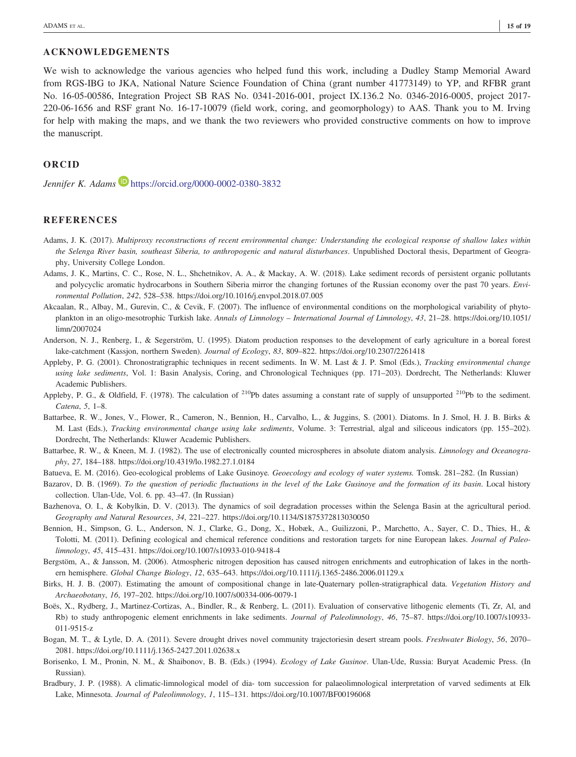## ACKNOWLEDGEMENTS

We wish to acknowledge the various agencies who helped fund this work, including a Dudley Stamp Memorial Award from RGS-IBG to JKA, National Nature Science Foundation of China (grant number 41773149) to YP, and RFBR grant No. 16-05-00586, Integration Project SB RAS No. 0341-2016-001, project IX.136.2 No. 0346-2016-0005, project 2017-220-06-1656 and RSF grant No. 16-17-10079 (field work, coring, and geomorphology) to AAS. Thank you to M. Irving for help with making the maps, and we thank the two reviewers who provided constructive comments on how to improve the manuscript.

## ORCID

*Jennifer K. Adams* https://orcid.org/0000-0002-0380-3832

## REFERENCES

Adams, J. K. (2017). *Multiproxy reconstructions of recent environmental change: Understanding the ecological response of shallow lakes within the Selenga River basin, southeast Siberia, to anthropogenic and natural disturbances*. Unpublished Doctoral thesis, Department of Geography, University College London.

Adams, J. K., Martins, C. C., Rose, N. L., Shchetnikov, A. A., & Mackay, A. W. (2018). Lake sediment records of persistent organic pollutants and polycyclic aromatic hydrocarbons in Southern Siberia mirror the changing fortunes of the Russian economy over the past 70 years. *Environmental Pollution*, *242*, 528–538. https://doi.org/10.1016/j.envpol.2018.07.005

Akcaalan, R., Albay, M., Gurevin, C., & Cevik, F. (2007). The influence of environmental conditions on the morphological variability of phytoplankton in an oligo-mesotrophic Turkish lake. *Annals of Limnology – International Journal of Limnology*, *43*, 21–28. https://doi.org/10.1051/limn/2007024

Anderson, N. J., Renberg, I., & Segerström, U. (1995). Diatom production responses to the development of early agriculture in a boreal forest lake-catchment (Kassjon, northern Sweden). *Journal of Ecology*, *83*, 809–822. https://doi.org/10.2307/2261418

Appleby, P. G. (2001). Chronostratigraphic techniques in recent sediments. In W. M. Last & J. P. Smol (Eds.), *Tracking environmental change using lake sediments*, Vol. 1: Basin Analysis, Coring, and Chronological Techniques (pp. 171–203). Dordrecht, The Netherlands: Kluwer Academic Publishers.

Appleby, P. G., & Oldfield, F. (1978). The calculation of $^{210}$Pb dates assuming a constant rate of supply of unsupported $^{210}$Pb to the sediment. *Catena*, *5*, 1–8.

Battarbee, R. W., Jones, V., Flower, R., Cameron, N., Bennion, H., Carvalho, L., & Juggins, S. (2001). Diatoms. In J. Smol, H. J. B. Birks & M. Last (Eds.), *Tracking environmental change using lake sediments*, Volume. 3: Terrestrial, algal and siliceous indicators (pp. 155–202). Dordrecht, The Netherlands: Kluwer Academic Publishers.

Battarbee, R. W., & Kneen, M. J. (1982). The use of electronically counted microspheres in absolute diatom analysis. *Limnology and Oceanography*, *27*, 184–188. https://doi.org/10.4319/lo.1982.27.1.0184

Batueva, E. M. (2016). Geo-ecological problems of Lake Gusinoye. *Geoecology and ecology of water systems.* Tomsk. 281–282. (In Russian)

Bazarov, D. B. (1969). *To the question of periodic fluctuations in the level of the Lake Gusinoye and the formation of its basin*. Local history collection. Ulan-Ude, Vol. 6. pp. 43–47. (In Russian)

Bazhenova, O. I., & Kobylkin, D. V. (2013). The dynamics of soil degradation processes within the Selenga Basin at the agricultural period. *Geography and Natural Resources*, *34*, 221–227. https://doi.org/10.1134/S1875372813030050

Bennion, H., Simpson, G. L., Anderson, N. J., Clarke, G., Dong, X., Hobæk, A., Guilizzoni, P., Marchetto, A., Sayer, C. D., Thies, H., & Tolotti, M. (2011). Defining ecological and chemical reference conditions and restoration targets for nine European lakes. *Journal of Paleolimnology*, *45*, 415–431. https://doi.org/10.1007/s10933-010-9418-4

Bergstöm, A., & Jansson, M. (2006). Atmospheric nitrogen deposition has caused nitrogen enrichments and eutrophication of lakes in the northern hemisphere. *Global Change Biology*, *12*, 635–643. https://doi.org/10.1111/j.1365-2486.2006.01129.x

Birks, H. J. B. (2007). Estimating the amount of compositional change in late-Quaternary pollen-stratigraphical data. *Vegetation History and Archaeobotany*, *16*, 197–202. https://doi.org/10.1007/s00334-006-0079-1

Boës, X., Rydberg, J., Martinez-Cortizas, A., Bindler, R., & Renberg, L. (2011). Evaluation of conservative lithogenic elements (Ti, Zr, Al, and Rb) to study anthropogenic element enrichments in lake sediments. *Journal of Paleolimnology*, *46*, 75–87. https://doi.org/10.1007/s10933-011-9515-z

Bogan, M. T., & Lytle, D. A. (2011). Severe drought drives novel community trajectoriesin desert stream pools. *Freshwater Biology*, *56*, 2070–2081. https://doi.org/10.1111/j.1365-2427.2011.02638.x

Borisenko, I. M., Pronin, N. M., & Shaibonov, B. B. (Eds.) (1994). *Ecology of Lake Gusinoe*. Ulan-Ude, Russia: Buryat Academic Press. (In Russian).

Bradbury, J. P. (1988). A climatic-limnological model of dia- tom succession for palaeolimnological interpretation of varved sediments at Elk Lake, Minnesota. *Journal of Paleolimnology*, *1*, 115–131. https://doi.org/10.1007/BF00196068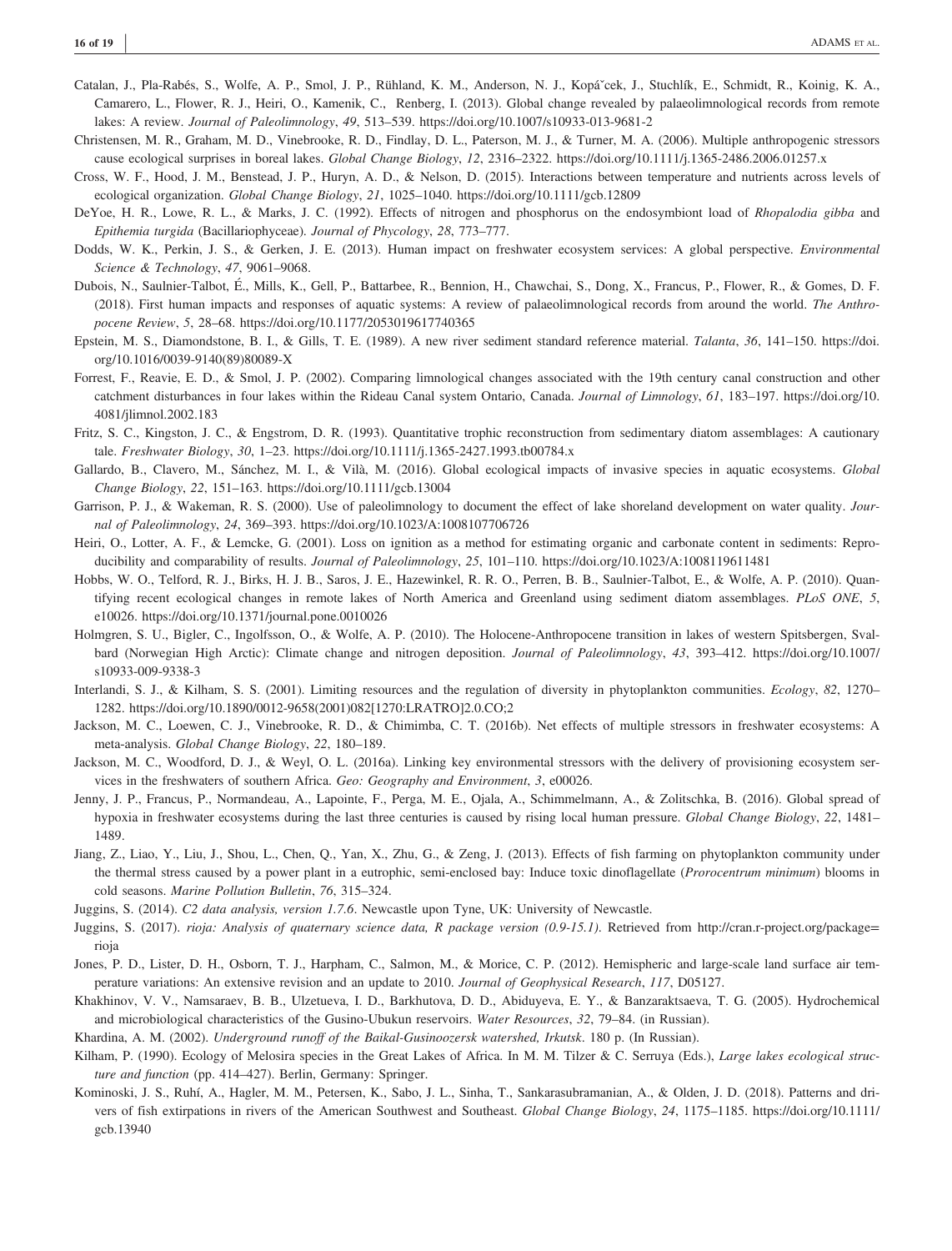Catalan, J., Pla-Rabés, S., Wolfe, A. P., Smol, J. P., Rühland, K. M., Anderson, N. J., Kopáček, J., Stuchlík, E., Schmidt, R., Koinig, K. A., Camarero, L., Flower, R. J., Heiri, O., Kamenik, C., Renberg, I. (2013). Global change revealed by palaeolimnological records from remote lakes: A review. *Journal of Paleolimnology*, *49*, 513–539. https://doi.org/10.1007/s10933-013-9681-2

Christensen, M. R., Graham, M. D., Vinebrooke, R. D., Findlay, D. L., Paterson, M. J., & Turner, M. A. (2006). Multiple anthropogenic stressors cause ecological surprises in boreal lakes. *Global Change Biology*, *12*, 2316–2322. https://doi.org/10.1111/j.1365-2486.2006.01257.x

Cross, W. F., Hood, J. M., Benstead, J. P., Huryn, A. D., & Nelson, D. (2015). Interactions between temperature and nutrients across levels of ecological organization. *Global Change Biology*, *21*, 1025–1040. https://doi.org/10.1111/gcb.12809

DeYoe, H. R., Lowe, R. L., & Marks, J. C. (1992). Effects of nitrogen and phosphorus on the endosymbiont load of *Rhopalodia gibba* and *Epithemia turgida* (Bacillariophyceae). *Journal of Phycology*, *28*, 773–777.

Dodds, W. K., Perkin, J. S., & Gerken, J. E. (2013). Human impact on freshwater ecosystem services: A global perspective. *Environmental Science & Technology*, *47*, 9061–9068.

Dubois, N., Saulnier-Talbot, É., Mills, K., Gell, P., Battarbee, R., Bennion, H., Chawchai, S., Dong, X., Francus, P., Flower, R., & Gomes, D. F. (2018). First human impacts and responses of aquatic systems: A review of palaeolimnological records from around the world. *The Anthropocene Review*, *5*, 28–68. https://doi.org/10.1177/2053019617740365

Epstein, M. S., Diamondstone, B. I., & Gills, T. E. (1989). A new river sediment standard reference material. *Talanta*, *36*, 141–150. https://doi.org/10.1016/0039-9140(89)80089-X

Forrest, F., Reavie, E. D., & Smol, J. P. (2002). Comparing limnological changes associated with the 19th century canal construction and other catchment disturbances in four lakes within the Rideau Canal system Ontario, Canada. *Journal of Limnology*, *61*, 183–197. https://doi.org/10.4081/jlimnol.2002.183

Fritz, S. C., Kingston, J. C., & Engstrom, D. R. (1993). Quantitative trophic reconstruction from sedimentary diatom assemblages: A cautionary tale. *Freshwater Biology*, *30*, 1–23. https://doi.org/10.1111/j.1365-2427.1993.tb00784.x

Gallardo, B., Clavero, M., Sánchez, M. I., & Vilà, M. (2016). Global ecological impacts of invasive species in aquatic ecosystems. *Global Change Biology*, *22*, 151–163. https://doi.org/10.1111/gcb.13004

Garrison, P. J., & Wakeman, R. S. (2000). Use of paleolimnology to document the effect of lake shoreland development on water quality. *Journal of Paleolimnology*, *24*, 369–393. https://doi.org/10.1023/A:1008107706726

Heiri, O., Lotter, A. F., & Lemcke, G. (2001). Loss on ignition as a method for estimating organic and carbonate content in sediments: Reproducibility and comparability of results. *Journal of Paleolimnology*, *25*, 101–110. https://doi.org/10.1023/A:1008119611481

Hobbs, W. O., Telford, R. J., Birks, H. J. B., Saros, J. E., Hazewinkel, R. R. O., Perren, B. B., Saulnier-Talbot, E., & Wolfe, A. P. (2010). Quantifying recent ecological changes in remote lakes of North America and Greenland using sediment diatom assemblages. *PLoS ONE*, *5*, e10026. https://doi.org/10.1371/journal.pone.0010026

Holmgren, S. U., Bigler, C., Ingolfsson, O., & Wolfe, A. P. (2010). The Holocene-Anthropocene transition in lakes of western Spitsbergen, Svalbard (Norwegian High Arctic): Climate change and nitrogen deposition. *Journal of Paleolimnology*, *43*, 393–412. https://doi.org/10.1007/s10933-009-9338-3

Interlandi, S. J., & Kilham, S. S. (2001). Limiting resources and the regulation of diversity in phytoplankton communities. *Ecology*, *82*, 1270–1282. https://doi.org/10.1890/0012-9658(2001)082[1270:LRATRO]2.0.CO;2

Jackson, M. C., Loewen, C. J., Vinebrooke, R. D., & Chimimba, C. T. (2016b). Net effects of multiple stressors in freshwater ecosystems: A meta-analysis. *Global Change Biology*, *22*, 180–189.

Jackson, M. C., Woodford, D. J., & Weyl, O. L. (2016a). Linking key environmental stressors with the delivery of provisioning ecosystem services in the freshwaters of southern Africa. *Geo: Geography and Environment*, *3*, e00026.

Jenny, J. P., Francus, P., Normandeau, A., Lapointe, F., Perga, M. E., Ojala, A., Schimmelmann, A., & Zolitschka, B. (2016). Global spread of hypoxia in freshwater ecosystems during the last three centuries is caused by rising local human pressure. *Global Change Biology*, *22*, 1481–1489.

Jiang, Z., Liao, Y., Liu, J., Shou, L., Chen, Q., Yan, X., Zhu, G., & Zeng, J. (2013). Effects of fish farming on phytoplankton community under the thermal stress caused by a power plant in a eutrophic, semi-enclosed bay: Induce toxic dinoflagellate (*Prorocentrum minimum*) blooms in cold seasons. *Marine Pollution Bulletin*, *76*, 315–324.

Juggins, S. (2014). *C2 data analysis, version 1.7.6*. Newcastle upon Tyne, UK: University of Newcastle.

Juggins, S. (2017). *rioja: Analysis of quaternary science data, R package version (0.9-15.1)*. Retrieved from http://cran.r-project.org/package=rioja

Jones, P. D., Lister, D. H., Osborn, T. J., Harpham, C., Salmon, M., & Morice, C. P. (2012). Hemispheric and large-scale land surface air temperature variations: An extensive revision and an update to 2010. *Journal of Geophysical Research*, *117*, D05127.

Khakhinov, V. V., Namsaraev, B. B., Ulzetueva, I. D., Barkhutova, D. D., Abiduyeva, E. Y., & Banzaraktsaeva, T. G. (2005). Hydrochemical and microbiological characteristics of the Gusino-Ubukun reservoirs. *Water Resources*, *32*, 79–84. (in Russian).

Khardina, A. M. (2002). *Underground runoff of the Baikal-Gusinoozersk watershed, Irkutsk*. 180 p. (In Russian).

Kilham, P. (1990). Ecology of Melosira species in the Great Lakes of Africa. In M. M. Tilzer & C. Serruya (Eds.), *Large lakes ecological structure and function* (pp. 414–427). Berlin, Germany: Springer.

Kominoski, J. S., Ruhí, A., Hagler, M. M., Petersen, K., Sabo, J. L., Sinha, T., Sankarasubramanian, A., & Olden, J. D. (2018). Patterns and drivers of fish extirpations in rivers of the American Southwest and Southeast. *Global Change Biology*, *24*, 1175–1185. https://doi.org/10.1111/gcb.13940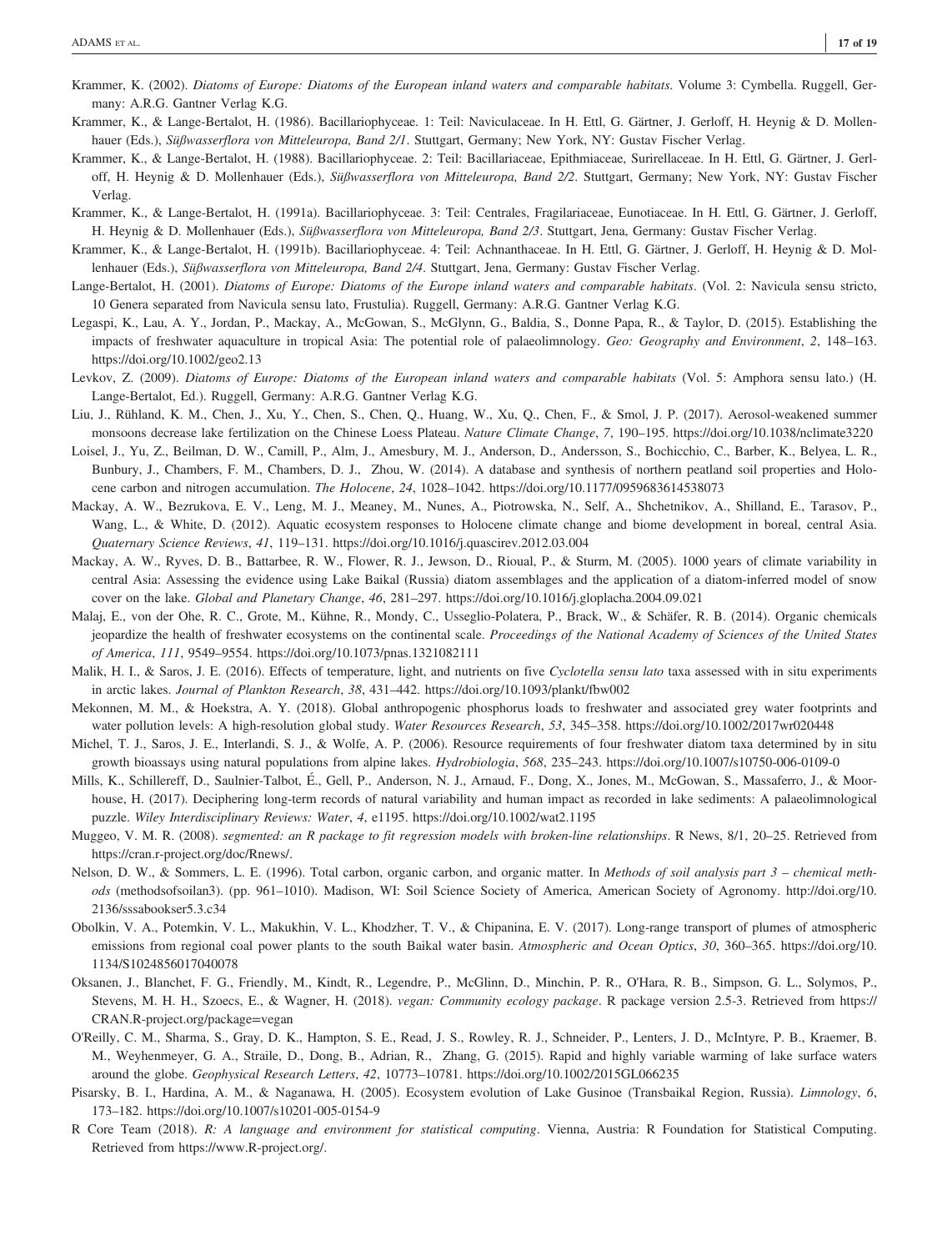Krammer, K. (2002). *Diatoms of Europe: Diatoms of the European inland waters and comparable habitats*. Volume 3: Cymbella. Ruggell, Germany: A.R.G. Gantner Verlag K.G.

Krammer, K., & Lange-Bertalot, H. (1986). Bacillariophyceae. 1: Teil: Naviculaceae. In H. Ettl, G. Gärtner, J. Gerloff, H. Heynig & D. Mollenhauer (Eds.), *Süßwasserflora von Mitteleuropa, Band 2/1*. Stuttgart, Germany; New York, NY: Gustav Fischer Verlag.

Krammer, K., & Lange-Bertalot, H. (1988). Bacillariophyceae. 2: Teil: Bacillariaceae, Epithmiaceae, Surirellaceae. In H. Ettl, G. Gärtner, J. Gerloff, H. Heynig & D. Mollenhauer (Eds.), *Süßwasserflora von Mitteleuropa, Band 2/2*. Stuttgart, Germany; New York, NY: Gustav Fischer Verlag.

Krammer, K., & Lange-Bertalot, H. (1991a). Bacillariophyceae. 3: Teil: Centrales, Fragilariaceae, Eunotiaceae. In H. Ettl, G. Gärtner, J. Gerloff, H. Heynig & D. Mollenhauer (Eds.), *Süßwasserflora von Mitteleuropa, Band 2/3*. Stuttgart, Jena, Germany: Gustav Fischer Verlag.

Krammer, K., & Lange-Bertalot, H. (1991b). Bacillariophyceae. 4: Teil: Achnanthaceae. In H. Ettl, G. Gärtner, J. Gerloff, H. Heynig & D. Mollenhauer (Eds.), *Süßwasserflora von Mitteleuropa, Band 2/4*. Stuttgart, Jena, Germany: Gustav Fischer Verlag.

Lange-Bertalot, H. (2001). *Diatoms of Europe: Diatoms of the Europe inland waters and comparable habitats*. (Vol. 2: Navicula sensu stricto, 10 Genera separated from Navicula sensu lato, Frustulia). Ruggell, Germany: A.R.G. Gantner Verlag K.G.

Legaspi, K., Lau, A. Y., Jordan, P., Mackay, A., McGowan, S., McGlynn, G., Baldia, S., Donne Papa, R., & Taylor, D. (2015). Establishing the impacts of freshwater aquaculture in tropical Asia: The potential role of palaeolimnology. *Geo: Geography and Environment*, *2*, 148–163. https://doi.org/10.1002/geo2.13

Levkov, Z. (2009). *Diatoms of Europe: Diatoms of the European inland waters and comparable habitats* (Vol. 5: Amphora sensu lato.) (H. Lange-Bertalot, Ed.). Ruggell, Germany: A.R.G. Gantner Verlag K.G.

Liu, J., Rühland, K. M., Chen, J., Xu, Y., Chen, S., Chen, Q., Huang, W., Xu, Q., Chen, F., & Smol, J. P. (2017). Aerosol-weakened summer monsoons decrease lake fertilization on the Chinese Loess Plateau. *Nature Climate Change*, *7*, 190–195. https://doi.org/10.1038/nclimate3220

Loisel, J., Yu, Z., Beilman, D. W., Camill, P., Alm, J., Amesbury, M. J., Anderson, D., Andersson, S., Bochicchio, C., Barber, K., Belyea, L. R., Bunbury, J., Chambers, F. M., Chambers, D. J., Zhou, W. (2014). A database and synthesis of northern peatland soil properties and Holocene carbon and nitrogen accumulation. *The Holocene*, *24*, 1028–1042. https://doi.org/10.1177/0959683614538073

Mackay, A. W., Bezrukova, E. V., Leng, M. J., Meaney, M., Nunes, A., Piotrowska, N., Self, A., Shchetnikov, A., Shilland, E., Tarasov, P., Wang, L., & White, D. (2012). Aquatic ecosystem responses to Holocene climate change and biome development in boreal, central Asia. *Quaternary Science Reviews*, *41*, 119–131. https://doi.org/10.1016/j.quascirev.2012.03.004

Mackay, A. W., Ryves, D. B., Battarbee, R. W., Flower, R. J., Jewson, D., Rioual, P., & Sturm, M. (2005). 1000 years of climate variability in central Asia: Assessing the evidence using Lake Baikal (Russia) diatom assemblages and the application of a diatom-inferred model of snow cover on the lake. *Global and Planetary Change*, *46*, 281–297. https://doi.org/10.1016/j.gloplacha.2004.09.021

Malaj, E., von der Ohe, R. C., Grote, M., Kühne, R., Mondy, C., Usseglio-Polatera, P., Brack, W., & Schäfer, R. B. (2014). Organic chemicals jeopardize the health of freshwater ecosystems on the continental scale. *Proceedings of the National Academy of Sciences of the United States of America*, *111*, 9549–9554. https://doi.org/10.1073/pnas.1321082111

Malik, H. I., & Saros, J. E. (2016). Effects of temperature, light, and nutrients on five *Cyclotella sensu lato* taxa assessed with in situ experiments in arctic lakes. *Journal of Plankton Research*, *38*, 431–442. https://doi.org/10.1093/plankt/fbw002

Mekonnen, M. M., & Hoekstra, A. Y. (2018). Global anthropogenic phosphorus loads to freshwater and associated grey water footprints and water pollution levels: A high-resolution global study. *Water Resources Research*, *53*, 345–358. https://doi.org/10.1002/2017wr020448

Michel, T. J., Saros, J. E., Interlandi, S. J., & Wolfe, A. P. (2006). Resource requirements of four freshwater diatom taxa determined by in situ growth bioassays using natural populations from alpine lakes. *Hydrobiologia*, *568*, 235–243. https://doi.org/10.1007/s10750-006-0109-0

Mills, K., Schillereff, D., Saulnier-Talbot, É., Gell, P., Anderson, N. J., Arnaud, F., Dong, X., Jones, M., McGowan, S., Massaferro, J., & Moorhouse, H. (2017). Deciphering long-term records of natural variability and human impact as recorded in lake sediments: A palaeolimnological puzzle. *Wiley Interdisciplinary Reviews: Water*, *4*, e1195. https://doi.org/10.1002/wat2.1195

Muggeo, V. M. R. (2008). *segmented: an R package to fit regression models with broken-line relationships*. R News, 8/1, 20–25. Retrieved from https://cran.r-project.org/doc/Rnews/.

Nelson, D. W., & Sommers, L. E. (1996). Total carbon, organic carbon, and organic matter. In *Methods of soil analysis part 3 – chemical methods* (methodsofsoilan3). (pp. 961–1010). Madison, WI: Soil Science Society of America, American Society of Agronomy. http://doi.org/10.2136/sssabookser5.3.c34

Obolkin, V. A., Potemkin, V. L., Makukhin, V. L., Khodzher, T. V., & Chipanina, E. V. (2017). Long-range transport of plumes of atmospheric emissions from regional coal power plants to the south Baikal water basin. *Atmospheric and Ocean Optics*, *30*, 360–365. https://doi.org/10.1134/S1024856017040078

Oksanen, J., Blanchet, F. G., Friendly, M., Kindt, R., Legendre, P., McGlinn, D., Minchin, P. R., O'Hara, R. B., Simpson, G. L., Solymos, P., Stevens, M. H. H., Szoecs, E., & Wagner, H. (2018). *vegan: Community ecology package*. R package version 2.5-3. Retrieved from https://CRAN.R-project.org/package=vegan

O'Reilly, C. M., Sharma, S., Gray, D. K., Hampton, S. E., Read, J. S., Rowley, R. J., Schneider, P., Lenters, J. D., McIntyre, P. B., Kraemer, B. M., Weyhenmeyer, G. A., Straile, D., Dong, B., Adrian, R., Zhang, G. (2015). Rapid and highly variable warming of lake surface waters around the globe. *Geophysical Research Letters*, *42*, 10773–10781. https://doi.org/10.1002/2015GL066235

Pisarsky, B. I., Hardina, A. M., & Naganawa, H. (2005). Ecosystem evolution of Lake Gusinoe (Transbaikal Region, Russia). *Limnology*, *6*, 173–182. https://doi.org/10.1007/s10201-005-0154-9

R Core Team (2018). *R: A language and environment for statistical computing*. Vienna, Austria: R Foundation for Statistical Computing. Retrieved from https://www.R-project.org/.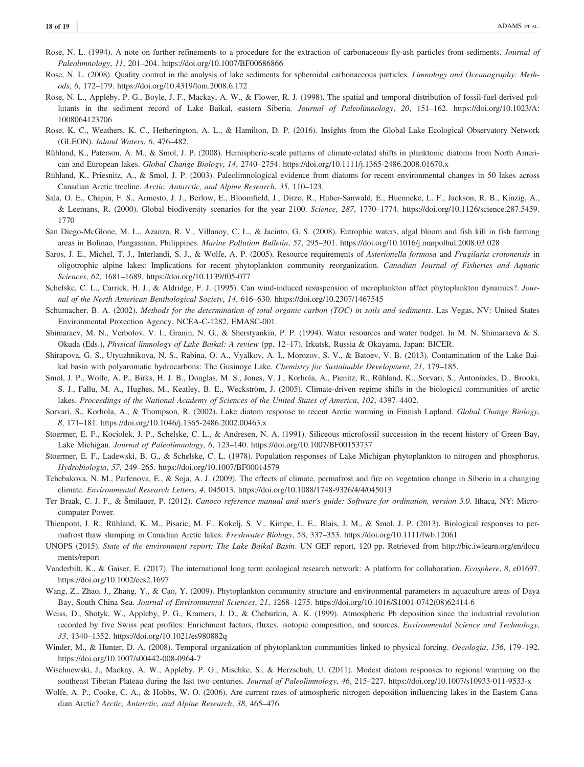Rose, N. L. (1994). A note on further refinements to a procedure for the extraction of carbonaceous fly-ash particles from sediments. *Journal of Paleolimnology*, *11*, 201–204. https://doi.org/10.1007/BF00686866

Rose, N. L. (2008). Quality control in the analysis of lake sediments for spheroidal carbonaceous particles. *Limnology and Oceanography: Methods*, *6*, 172–179. https://doi.org/10.4319/lom.2008.6.172

Rose, N. L., Appleby, P. G., Boyle, J. F., Mackay, A. W., & Flower, R. J. (1998). The spatial and temporal distribution of fossil-fuel derived pollutants in the sediment record of Lake Baikal, eastern Siberia. *Journal of Paleolimnology*, *20*, 151–162. https://doi.org/10.1023/A:1008064123706

Rose, K. C., Weathers, K. C., Hetherington, A. L., & Hamilton, D. P. (2016). Insights from the Global Lake Ecological Observatory Network (GLEON). *Inland Waters*, *6*, 476–482.

Rühland, K., Paterson, A. M., & Smol, J. P. (2008). Hemispheric-scale patterns of climate-related shifts in planktonic diatoms from North American and European lakes. *Global Change Biology*, *14*, 2740–2754. https://doi.org/10.1111/j.1365-2486.2008.01670.x

Rühland, K., Priesnitz, A., & Smol, J. P. (2003). Paleolimnological evidence from diatoms for recent environmental changes in 50 lakes across Canadian Arctic treeline. *Arctic, Antarctic, and Alpine Research*, *35*, 110–123.

Sala, O. E., Chapin, F. S., Armesto, J. J., Berlow, E., Bloomfield, J., Dirzo, R., Huber-Sanwald, E., Huenneke, L. F., Jackson, R. B., Kinzig, A., & Leemans, R. (2000). Global biodiversity scenarios for the year 2100. *Science*, *287*, 1770–1774. https://doi.org/10.1126/science.287.5459.1770

San Diego-McGlone, M. L., Azanza, R. V., Villanoy, C. L., & Jacinto, G. S. (2008). Eutrophic waters, algal bloom and fish kill in fish farming areas in Bolinao, Pangasinan, Philippines. *Marine Pollution Bulletin*, *57*, 295–301. https://doi.org/10.1016/j.marpolbul.2008.03.028

Saros, J. E., Michel, T. J., Interlandi, S. J., & Wolfe, A. P. (2005). Resource requirements of *Asterionella formosa* and *Fragilaria crotonensis* in oligotrophic alpine lakes: Implications for recent phytoplankton community reorganization. *Canadian Journal of Fisheries and Aquatic Sciences*, *62*, 1681–1689. https://doi.org/10.1139/f05-077

Schelske, C. L., Carrick, H. J., & Aldridge, F. J. (1995). Can wind-induced resuspension of meroplankton affect phytoplankton dynamics?. *Journal of the North American Benthological Society*, *14*, 616–630. hhttps://doi.org/10.2307/1467545

Schumacher, B. A. (2002). *Methods for the determination of total organic carbon (TOC) in soils and sediments*. Las Vegas, NV: United States Environmental Protection Agency. NCEA-C-1282, EMASC-001.

Shimaraev, M. N., Verbolov, V. I., Granin, N. G., & Sherstyankin, P. P. (1994). Water resources and water budget. In M. N. Shimaraeva & S. Okuda (Eds.), *Physical limnology of Lake Baikal: A review* (pp. 12–17). Irkutsk, Russia & Okayama, Japan: BICER.

Shirapova, G. S., Utyuzhnikova, N. S., Rabina, O. A., Vyalkov, A. I., Morozov, S. V., & Batoev, V. B. (2013). Contamination of the Lake Baikal basin with polyaromatic hydrocarbons: The Gusinoye Lake. *Chemistry for Sustainable Development*, *21*, 179–185.

Smol, J. P., Wolfe, A. P., Birks, H. J. B., Douglas, M. S., Jones, V. J., Korhola, A., Pienitz, R., Rühland, K., Sorvari, S., Antoniades, D., Brooks, S. J., Fallu, M. A., Hughes, M., Keatley, B. E., Weckström, J. (2005). Climate-driven regime shifts in the biological communities of arctic lakes. *Proceedings of the National Academy of Sciences of the United States of America*, *102*, 4397–4402.

Sorvari, S., Korhola, A., & Thompson, R. (2002). Lake diatom response to recent Arctic warming in Finnish Lapland. *Global Change Biology*, *8*, 171–181. https://doi.org/10.1046/j.1365-2486.2002.00463.x

Stoermer, E. F., Kociolek, J. P., Schelske, C. L., & Andresen, N. A. (1991). Siliceous microfossil succession in the recent history of Green Bay, Lake Michigan. *Journal of Paleolimnology*, *6*, 123–140. https://doi.org/10.1007/BF00153737

Stoermer, E. F., Ladewski, B. G., & Schelske, C. L. (1978). Population responses of Lake Michigan phytoplankton to nitrogen and phosphorus. *Hydrobiologia*, *57*, 249–265. https://doi.org/10.1007/BF00014579

Tchebakova, N. M., Parfenova, E., & Soja, A. J. (2009). The effects of climate, permafrost and fire on vegetation change in Siberia in a changing climate. *Environmental Research Letters*, *4*, 045013. https://doi.org/10.1088/1748-9326/4/4/045013

Ter Braak, C. J. F., & Šmilauer, P. (2012). *Canoco reference manual and user's guide: Software for ordination, version 5.0*. Ithaca, NY: Microcomputer Power.

Thienpont, J. R., Rühland, K. M., Pisaric, M. F., Kokelj, S. V., Kimpe, L. E., Blais, J. M., & Smol, J. P. (2013). Biological responses to permafrost thaw slumping in Canadian Arctic lakes. *Freshwater Biology*, *58*, 337–353. https://doi.org/10.1111/fwb.12061

UNOPS (2015). *State of the environment report: The Lake Baikal Basin*. UN GEF report, 120 pp. Retrieved from http://bic.iwlearn.org/en/documents/report

Vanderbilt, K., & Gaiser, E. (2017). The international long term ecological research network: A platform for collaboration. *Ecosphere*, *8*, e01697. https://doi.org/10.1002/ecs2.1697

Wang, Z., Zhao, J., Zhang, Y., & Cao, Y. (2009). Phytoplankton community structure and environmental parameters in aquaculture areas of Daya Bay, South China Sea. *Journal of Environmental Sciences*, *21*, 1268–1275. https://doi.org/10.1016/S1001-0742(08)62414-6

Weiss, D., Shotyk, W., Appleby, P. G., Kramers, J. D., & Cheburkin, A. K. (1999). Atmospheric Pb deposition since the industrial revolution recorded by five Swiss peat profiles: Enrichment factors, fluxes, isotopic composition, and sources. *Environmental Science and Technology*, *33*, 1340–1352. https://doi.org/10.1021/es980882q

Winder, M., & Hunter, D. A. (2008). Temporal organization of phytoplankton communities linked to physical forcing. *Oecologia*, *156*, 179–192. https://doi.org/10.1007/s00442-008-0964-7

Wischnewski, J., Mackay, A. W., Appleby, P. G., Mischke, S., & Herzschuh, U. (2011). Modest diatom responses to regional warming on the southeast Tibetan Plateau during the last two centuries. *Journal of Paleolimnology*, *46*, 215–227. https://doi.org/10.1007/s10933-011-9533-x

Wolfe, A. P., Cooke, C. A., & Hobbs, W. O. (2006). Are current rates of atmospheric nitrogen deposition influencing lakes in the Eastern Canadian Arctic? *Arctic, Antarctic, and Alpine Research*, *38*, 465–476.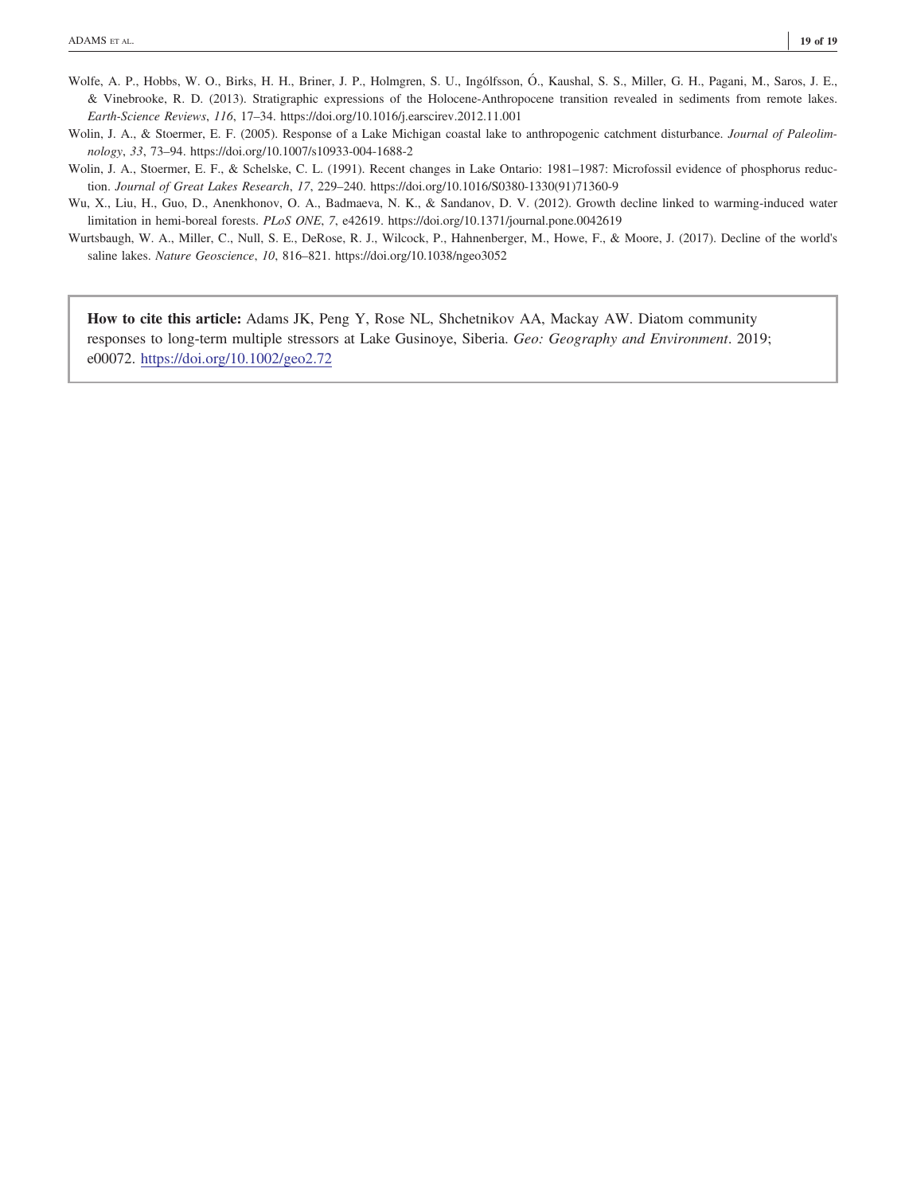Wolfe, A. P., Hobbs, W. O., Birks, H. H., Briner, J. P., Holmgren, S. U., Ingólfsson, Ó., Kaushal, S. S., Miller, G. H., Pagani, M., Saros, J. E., & Vinebrooke, R. D. (2013). Stratigraphic expressions of the Holocene-Anthropocene transition revealed in sediments from remote lakes. *Earth-Science Reviews*, *116*, 17–34. https://doi.org/10.1016/j.earscirev.2012.11.001

Wolin, J. A., & Stoermer, E. F. (2005). Response of a Lake Michigan coastal lake to anthropogenic catchment disturbance. *Journal of Paleolimnology*, *33*, 73–94. https://doi.org/10.1007/s10933-004-1688-2

Wolin, J. A., Stoermer, E. F., & Schelske, C. L. (1991). Recent changes in Lake Ontario: 1981–1987: Microfossil evidence of phosphorus reduction. *Journal of Great Lakes Research*, *17*, 229–240. https://doi.org/10.1016/S0380-1330(91)71360-9

Wu, X., Liu, H., Guo, D., Anenkhonov, O. A., Badmaeva, N. K., & Sandanov, D. V. (2012). Growth decline linked to warming-induced water limitation in hemi-boreal forests. *PLoS ONE*, *7*, e42619. https://doi.org/10.1371/journal.pone.0042619

Wurtsbaugh, W. A., Miller, C., Null, S. E., DeRose, R. J., Wilcock, P., Hahnenberger, M., Howe, F., & Moore, J. (2017). Decline of the world's saline lakes. *Nature Geoscience*, *10*, 816–821. https://doi.org/10.1038/ngeo3052

**How to cite this article:** Adams JK, Peng Y, Rose NL, Shchetnikov AA, Mackay AW. Diatom community responses to long-term multiple stressors at Lake Gusinoye, Siberia. *Geo: Geography and Environment*. 2019; e00072. https://doi.org/10.1002/geo2.72